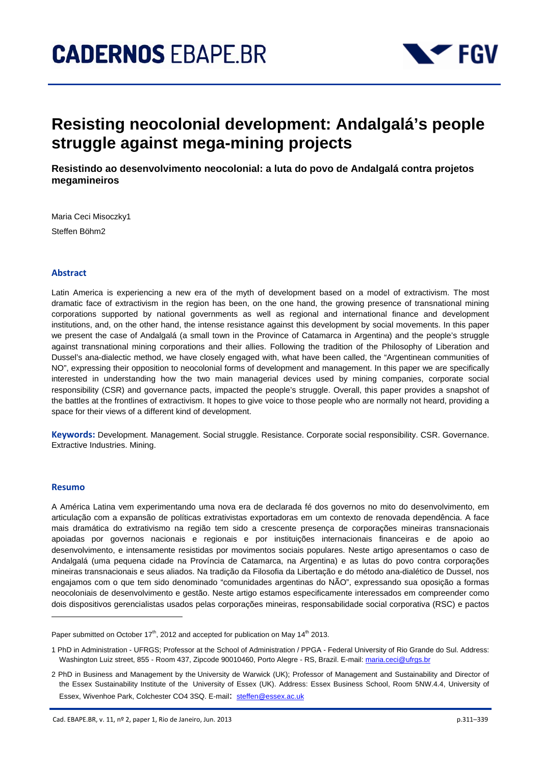# Resisting neocolonial development: Andalgalá's people struggle against mega-mining projects

**Resistindo ao desenvolvimento neocolonial: a luta do povo de Andalgalá contra projetos megamineiros**

Maria Ceci Misoczky[1]

Steffen Böhm[2]

## Abstract

Latin America is experiencing a new era of the myth of development based on a model of extractivism. The most dramatic face of extractivism in the region has been, on the one hand, the growing presence of transnational mining corporations supported by national governments as well as regional and international finance and development institutions, and, on the other hand, the intense resistance against this development by social movements. In this paper we present the case of Andalgalá (a small town in the Province of Catamarca in Argentina) and the people's struggle against transnational mining corporations and their allies. Following the tradition of the Philosophy of Liberation and Dussel's ana-dialectic method, we have closely engaged with, what have been called, the "Argentinean communities of NO", expressing their opposition to neocolonial forms of development and management. In this paper we are specifically interested in understanding how the two main managerial devices used by mining companies, corporate social responsibility (CSR) and governance pacts, impacted the people's struggle. Overall, this paper provides a snapshot of the battles at the frontlines of extractivism. It hopes to give voice to those people who are normally not heard, providing a space for their views of a different kind of development.

**Keywords:** Development. Management. Social struggle. Resistance. Corporate social responsibility. CSR. Governance. Extractive Industries. Mining.

## Resumo

A América Latina vem experimentando uma nova era de declarada fé dos governos no mito do desenvolvimento, em articulação com a expansão de políticas extrativistas exportadoras em um contexto de renovada dependência. A face mais dramática do extrativismo na região tem sido a crescente presença de corporações mineiras transnacionais apoiadas por governos nacionais e regionais e por instituições internacionais financeiras e de apoio ao desenvolvimento, e intensamente resistidas por movimentos sociais populares. Neste artigo apresentamos o caso de Andalgalá (uma pequena cidade na Província de Catamarca, na Argentina) e as lutas do povo contra corporações mineiras transnacionais e seus aliados. Na tradição da Filosofia da Libertação e do método ana-dialético de Dussel, nos engajamos com o que tem sido denominado "comunidades argentinas do NÃO", expressando sua oposição a formas neocoloniais de desenvolvimento e gestão. Neste artigo estamos especificamente interessados em compreender como dois dispositivos gerencialistas usados pelas corporações mineiras, responsabilidade social corporativa (RSC) e pactos

---

Paper submitted on October 17th, 2012 and accepted for publication on May 14th 2013.

[1] PhD in Administration - UFRGS; Professor at the School of Administration / PPGA - Federal University of Rio Grande do Sul. Address: Washington Luiz street, 855 - Room 437, Zipcode 90010460, Porto Alegre - RS, Brazil. E-mail: maria.ceci@ufrgs.br

[2] PhD in Business and Management by the University of Warwick (UK); Professor of Management and Sustainability and Director of the Essex Sustainability Institute of the University of Essex (UK). Address: Essex Business School, Room 5NW.4.4, University of Essex, Wivenhoe Park, Colchester CO4 3SQ. E-mail: steffen@essex.ac.uk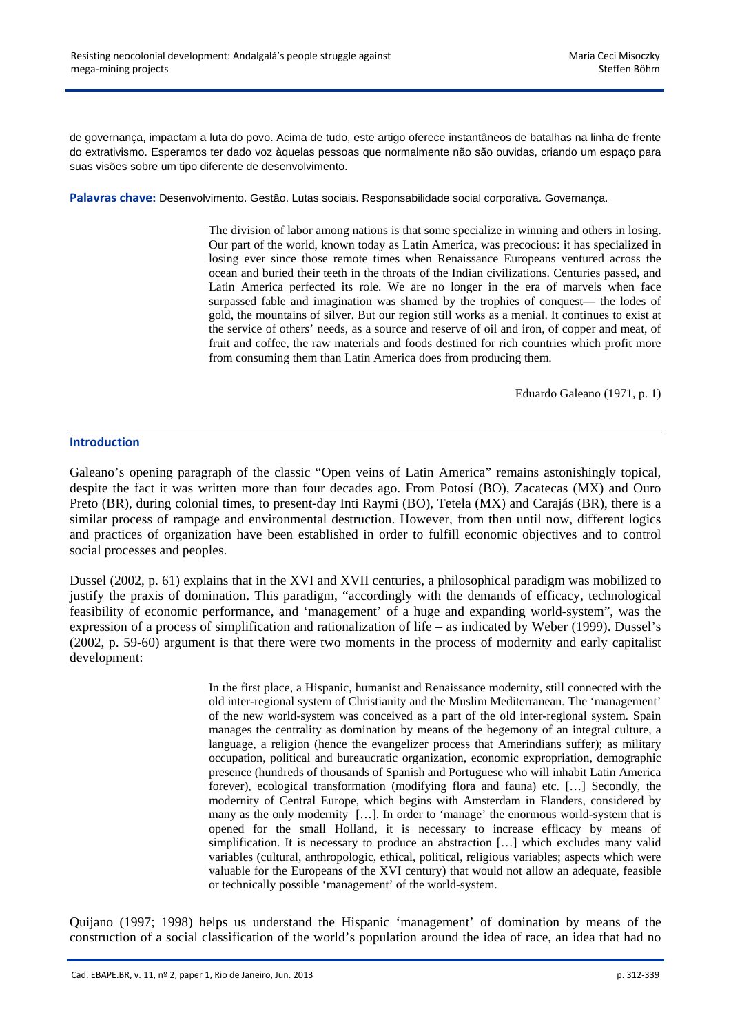de governança, impactam a luta do povo. Acima de tudo, este artigo oferece instantâneos de batalhas na linha de frente do extrativismo. Esperamos ter dado voz àquelas pessoas que normalmente não são ouvidas, criando um espaço para suas visões sobre um tipo diferente de desenvolvimento.

**Palavras chave:** Desenvolvimento. Gestão. Lutas sociais. Responsabilidade social corporativa. Governança.

> The division of labor among nations is that some specialize in winning and others in losing. Our part of the world, known today as Latin America, was precocious: it has specialized in losing ever since those remote times when Renaissance Europeans ventured across the ocean and buried their teeth in the throats of the Indian civilizations. Centuries passed, and Latin America perfected its role. We are no longer in the era of marvels when face surpassed fable and imagination was shamed by the trophies of conquest— the lodes of gold, the mountains of silver. But our region still works as a menial. It continues to exist at the service of others' needs, as a source and reserve of oil and iron, of copper and meat, of fruit and coffee, the raw materials and foods destined for rich countries which profit more from consuming them than Latin America does from producing them.
>
> Eduardo Galeano (1971, p. 1)

## Introduction

Galeano's opening paragraph of the classic "Open veins of Latin America" remains astonishingly topical, despite the fact it was written more than four decades ago. From Potosí (BO), Zacatecas (MX) and Ouro Preto (BR), during colonial times, to present-day Inti Raymi (BO), Tetela (MX) and Carajás (BR), there is a similar process of rampage and environmental destruction. However, from then until now, different logics and practices of organization have been established in order to fulfill economic objectives and to control social processes and peoples.

Dussel (2002, p. 61) explains that in the XVI and XVII centuries, a philosophical paradigm was mobilized to justify the praxis of domination. This paradigm, "accordingly with the demands of efficacy, technological feasibility of economic performance, and 'management' of a huge and expanding world-system", was the expression of a process of simplification and rationalization of life – as indicated by Weber (1999). Dussel's (2002, p. 59-60) argument is that there were two moments in the process of modernity and early capitalist development:

> In the first place, a Hispanic, humanist and Renaissance modernity, still connected with the old inter-regional system of Christianity and the Muslim Mediterranean. The 'management' of the new world-system was conceived as a part of the old inter-regional system. Spain manages the centrality as domination by means of the hegemony of an integral culture, a language, a religion (hence the evangelizer process that Amerindians suffer); as military occupation, political and bureaucratic organization, economic expropriation, demographic presence (hundreds of thousands of Spanish and Portuguese who will inhabit Latin America forever), ecological transformation (modifying flora and fauna) etc. […] Secondly, the modernity of Central Europe, which begins with Amsterdam in Flanders, considered by many as the only modernity […]. In order to 'manage' the enormous world-system that is opened for the small Holland, it is necessary to increase efficacy by means of simplification. It is necessary to produce an abstraction […] which excludes many valid variables (cultural, anthropologic, ethical, political, religious variables; aspects which were valuable for the Europeans of the XVI century) that would not allow an adequate, feasible or technically possible 'management' of the world-system.

Quijano (1997; 1998) helps us understand the Hispanic 'management' of domination by means of the construction of a social classification of the world's population around the idea of race, an idea that had no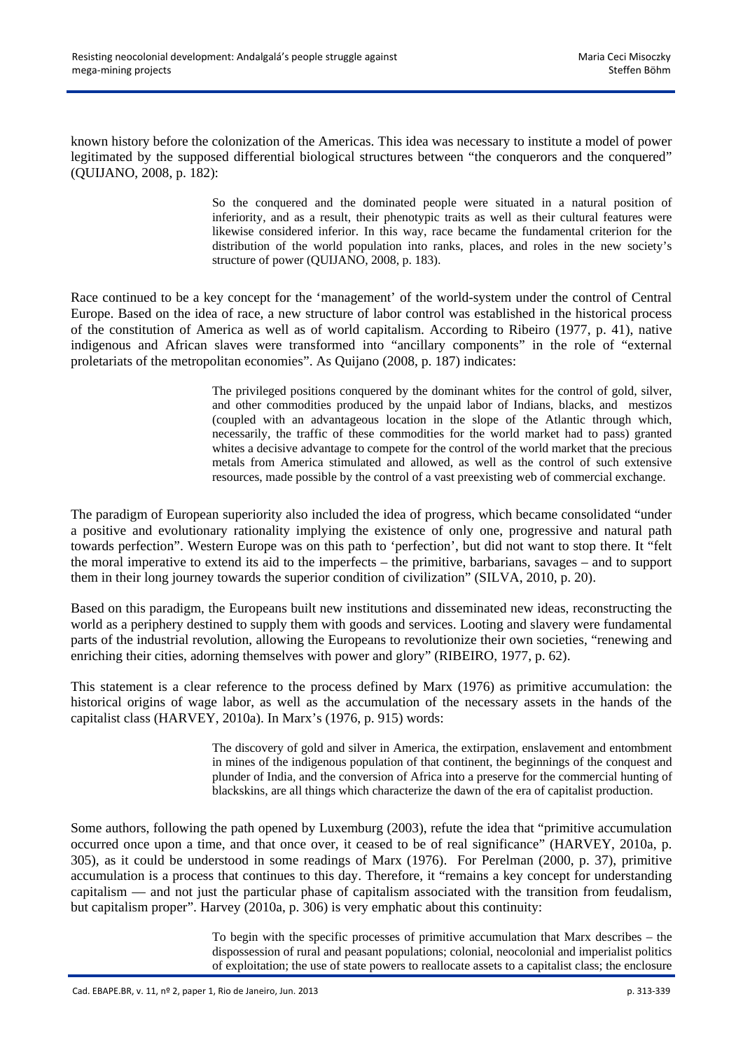known history before the colonization of the Americas. This idea was necessary to institute a model of power legitimated by the supposed differential biological structures between "the conquerors and the conquered" (QUIJANO, 2008, p. 182):

> So the conquered and the dominated people were situated in a natural position of inferiority, and as a result, their phenotypic traits as well as their cultural features were likewise considered inferior. In this way, race became the fundamental criterion for the distribution of the world population into ranks, places, and roles in the new society's structure of power (QUIJANO, 2008, p. 183).

Race continued to be a key concept for the 'management' of the world-system under the control of Central Europe. Based on the idea of race, a new structure of labor control was established in the historical process of the constitution of America as well as of world capitalism. According to Ribeiro (1977, p. 41), native indigenous and African slaves were transformed into "ancillary components" in the role of "external proletariats of the metropolitan economies". As Quijano (2008, p. 187) indicates:

> The privileged positions conquered by the dominant whites for the control of gold, silver, and other commodities produced by the unpaid labor of Indians, blacks, and mestizos (coupled with an advantageous location in the slope of the Atlantic through which, necessarily, the traffic of these commodities for the world market had to pass) granted whites a decisive advantage to compete for the control of the world market that the precious metals from America stimulated and allowed, as well as the control of such extensive resources, made possible by the control of a vast preexisting web of commercial exchange.

The paradigm of European superiority also included the idea of progress, which became consolidated "under a positive and evolutionary rationality implying the existence of only one, progressive and natural path towards perfection". Western Europe was on this path to 'perfection', but did not want to stop there. It "felt the moral imperative to extend its aid to the imperfects – the primitive, barbarians, savages – and to support them in their long journey towards the superior condition of civilization" (SILVA, 2010, p. 20).

Based on this paradigm, the Europeans built new institutions and disseminated new ideas, reconstructing the world as a periphery destined to supply them with goods and services. Looting and slavery were fundamental parts of the industrial revolution, allowing the Europeans to revolutionize their own societies, "renewing and enriching their cities, adorning themselves with power and glory" (RIBEIRO, 1977, p. 62).

This statement is a clear reference to the process defined by Marx (1976) as primitive accumulation: the historical origins of wage labor, as well as the accumulation of the necessary assets in the hands of the capitalist class (HARVEY, 2010a). In Marx's (1976, p. 915) words:

> The discovery of gold and silver in America, the extirpation, enslavement and entombment in mines of the indigenous population of that continent, the beginnings of the conquest and plunder of India, and the conversion of Africa into a preserve for the commercial hunting of blackskins, are all things which characterize the dawn of the era of capitalist production.

Some authors, following the path opened by Luxemburg (2003), refute the idea that "primitive accumulation occurred once upon a time, and that once over, it ceased to be of real significance" (HARVEY, 2010a, p. 305), as it could be understood in some readings of Marx (1976). For Perelman (2000, p. 37), primitive accumulation is a process that continues to this day. Therefore, it "remains a key concept for understanding capitalism — and not just the particular phase of capitalism associated with the transition from feudalism, but capitalism proper". Harvey (2010a, p. 306) is very emphatic about this continuity:

> To begin with the specific processes of primitive accumulation that Marx describes – the dispossession of rural and peasant populations; colonial, neocolonial and imperialist politics of exploitation; the use of state powers to reallocate assets to a capitalist class; the enclosure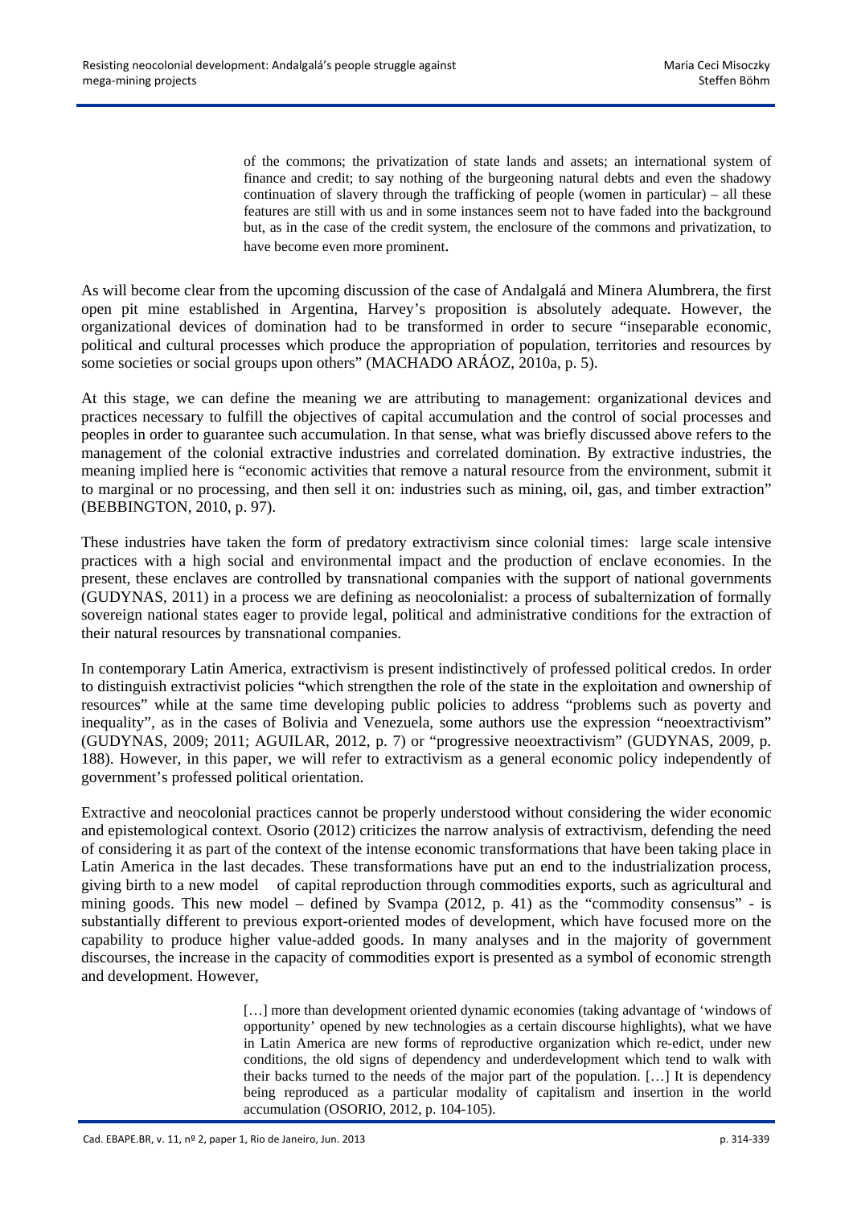> of the commons; the privatization of state lands and assets; an international system of finance and credit; to say nothing of the burgeoning natural debts and even the shadowy continuation of slavery through the trafficking of people (women in particular) – all these features are still with us and in some instances seem not to have faded into the background but, as in the case of the credit system, the enclosure of the commons and privatization, to have become even more prominent.

As will become clear from the upcoming discussion of the case of Andalgalá and Minera Alumbrera, the first open pit mine established in Argentina, Harvey's proposition is absolutely adequate. However, the organizational devices of domination had to be transformed in order to secure "inseparable economic, political and cultural processes which produce the appropriation of population, territories and resources by some societies or social groups upon others" (MACHADO ARÁOZ, 2010a, p. 5).

At this stage, we can define the meaning we are attributing to management: organizational devices and practices necessary to fulfill the objectives of capital accumulation and the control of social processes and peoples in order to guarantee such accumulation. In that sense, what was briefly discussed above refers to the management of the colonial extractive industries and correlated domination. By extractive industries, the meaning implied here is "economic activities that remove a natural resource from the environment, submit it to marginal or no processing, and then sell it on: industries such as mining, oil, gas, and timber extraction" (BEBBINGTON, 2010, p. 97).

These industries have taken the form of predatory extractivism since colonial times: large scale intensive practices with a high social and environmental impact and the production of enclave economies. In the present, these enclaves are controlled by transnational companies with the support of national governments (GUDYNAS, 2011) in a process we are defining as neocolonialist: a process of subalternization of formally sovereign national states eager to provide legal, political and administrative conditions for the extraction of their natural resources by transnational companies.

In contemporary Latin America, extractivism is present indistinctively of professed political credos. In order to distinguish extractivist policies "which strengthen the role of the state in the exploitation and ownership of resources" while at the same time developing public policies to address "problems such as poverty and inequality", as in the cases of Bolivia and Venezuela, some authors use the expression "neoextractivism" (GUDYNAS, 2009; 2011; AGUILAR, 2012, p. 7) or "progressive neoextractivism" (GUDYNAS, 2009, p. 188). However, in this paper, we will refer to extractivism as a general economic policy independently of government's professed political orientation.

Extractive and neocolonial practices cannot be properly understood without considering the wider economic and epistemological context. Osorio (2012) criticizes the narrow analysis of extractivism, defending the need of considering it as part of the context of the intense economic transformations that have been taking place in Latin America in the last decades. These transformations have put an end to the industrialization process, giving birth to a new model of capital reproduction through commodities exports, such as agricultural and mining goods. This new model – defined by Svampa (2012, p. 41) as the "commodity consensus" - is substantially different to previous export-oriented modes of development, which have focused more on the capability to produce higher value-added goods. In many analyses and in the majority of government discourses, the increase in the capacity of commodities export is presented as a symbol of economic strength and development. However,

> […] more than development oriented dynamic economies (taking advantage of 'windows of opportunity' opened by new technologies as a certain discourse highlights), what we have in Latin America are new forms of reproductive organization which re-edict, under new conditions, the old signs of dependency and underdevelopment which tend to walk with their backs turned to the needs of the major part of the population. […] It is dependency being reproduced as a particular modality of capitalism and insertion in the world accumulation (OSORIO, 2012, p. 104-105).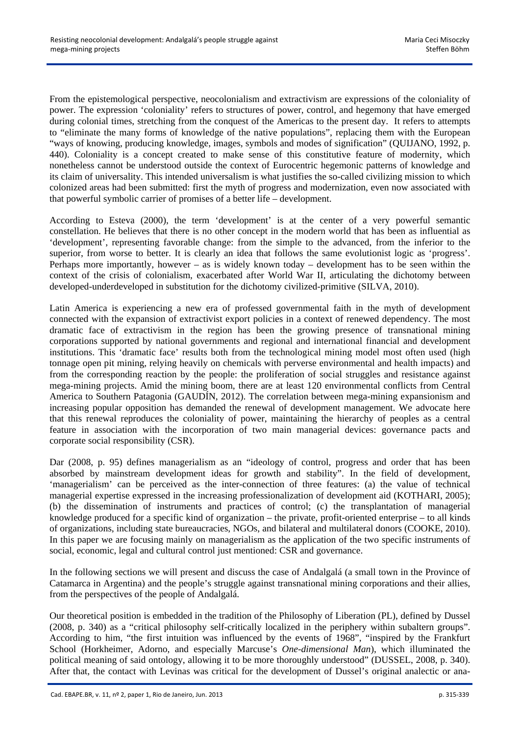From the epistemological perspective, neocolonialism and extractivism are expressions of the coloniality of power. The expression 'coloniality' refers to structures of power, control, and hegemony that have emerged during colonial times, stretching from the conquest of the Americas to the present day. It refers to attempts to "eliminate the many forms of knowledge of the native populations", replacing them with the European "ways of knowing, producing knowledge, images, symbols and modes of signification" (QUIJANO, 1992, p. 440). Coloniality is a concept created to make sense of this constitutive feature of modernity, which nonetheless cannot be understood outside the context of Eurocentric hegemonic patterns of knowledge and its claim of universality. This intended universalism is what justifies the so-called civilizing mission to which colonized areas had been submitted: first the myth of progress and modernization, even now associated with that powerful symbolic carrier of promises of a better life – development.

According to Esteva (2000), the term 'development' is at the center of a very powerful semantic constellation. He believes that there is no other concept in the modern world that has been as influential as 'development', representing favorable change: from the simple to the advanced, from the inferior to the superior, from worse to better. It is clearly an idea that follows the same evolutionist logic as 'progress'. Perhaps more importantly, however – as is widely known today – development has to be seen within the context of the crisis of colonialism, exacerbated after World War II, articulating the dichotomy between developed-underdeveloped in substitution for the dichotomy civilized-primitive (SILVA, 2010).

Latin America is experiencing a new era of professed governmental faith in the myth of development connected with the expansion of extractivist export policies in a context of renewed dependency. The most dramatic face of extractivism in the region has been the growing presence of transnational mining corporations supported by national governments and regional and international financial and development institutions. This 'dramatic face' results both from the technological mining model most often used (high tonnage open pit mining, relying heavily on chemicals with perverse environmental and health impacts) and from the corresponding reaction by the people: the proliferation of social struggles and resistance against mega-mining projects. Amid the mining boom, there are at least 120 environmental conflicts from Central America to Southern Patagonia (GAUDÍN, 2012). The correlation between mega-mining expansionism and increasing popular opposition has demanded the renewal of development management. We advocate here that this renewal reproduces the coloniality of power, maintaining the hierarchy of peoples as a central feature in association with the incorporation of two main managerial devices: governance pacts and corporate social responsibility (CSR).

Dar (2008, p. 95) defines managerialism as an "ideology of control, progress and order that has been absorbed by mainstream development ideas for growth and stability". In the field of development, 'managerialism' can be perceived as the inter-connection of three features: (a) the value of technical managerial expertise expressed in the increasing professionalization of development aid (KOTHARI, 2005); (b) the dissemination of instruments and practices of control; (c) the transplantation of managerial knowledge produced for a specific kind of organization – the private, profit-oriented enterprise – to all kinds of organizations, including state bureaucracies, NGOs, and bilateral and multilateral donors (COOKE, 2010). In this paper we are focusing mainly on managerialism as the application of the two specific instruments of social, economic, legal and cultural control just mentioned: CSR and governance.

In the following sections we will present and discuss the case of Andalgalá (a small town in the Province of Catamarca in Argentina) and the people's struggle against transnational mining corporations and their allies, from the perspectives of the people of Andalgalá.

Our theoretical position is embedded in the tradition of the Philosophy of Liberation (PL), defined by Dussel (2008, p. 340) as a "critical philosophy self-critically localized in the periphery within subaltern groups". According to him, "the first intuition was influenced by the events of 1968", "inspired by the Frankfurt School (Horkheimer, Adorno, and especially Marcuse's *One-dimensional Man*), which illuminated the political meaning of said ontology, allowing it to be more thoroughly understood" (DUSSEL, 2008, p. 340). After that, the contact with Levinas was critical for the development of Dussel's original analectic or ana-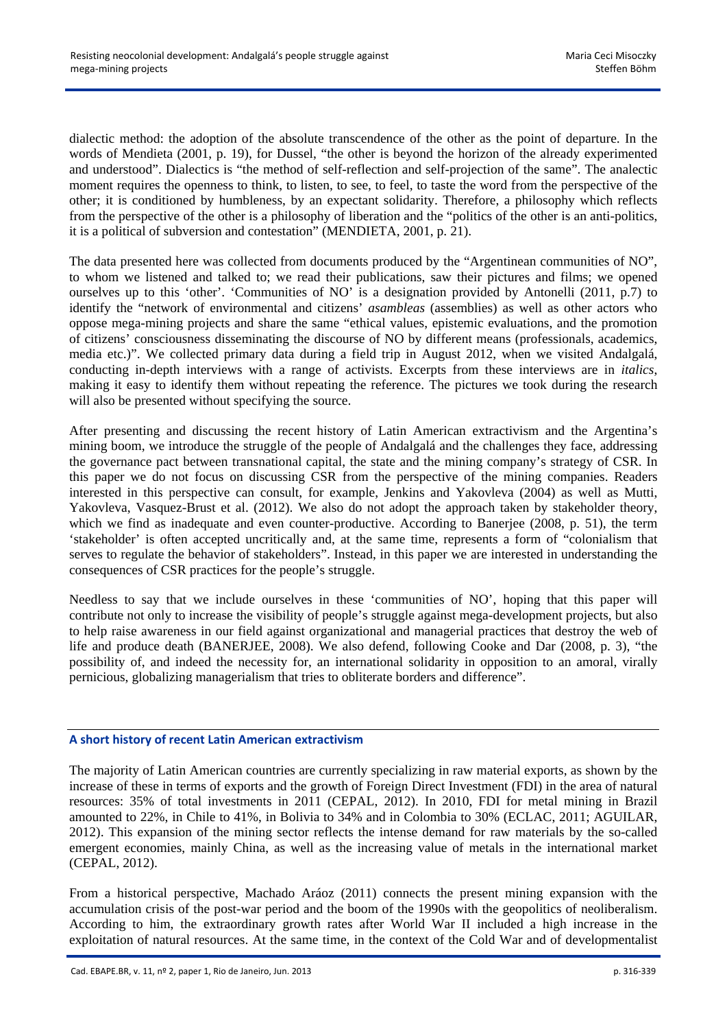dialectic method: the adoption of the absolute transcendence of the other as the point of departure. In the words of Mendieta (2001, p. 19), for Dussel, "the other is beyond the horizon of the already experimented and understood". Dialectics is "the method of self-reflection and self-projection of the same". The analectic moment requires the openness to think, to listen, to see, to feel, to taste the word from the perspective of the other; it is conditioned by humbleness, by an expectant solidarity. Therefore, a philosophy which reflects from the perspective of the other is a philosophy of liberation and the "politics of the other is an anti-politics, it is a political of subversion and contestation" (MENDIETA, 2001, p. 21).

The data presented here was collected from documents produced by the "Argentinean communities of NO", to whom we listened and talked to; we read their publications, saw their pictures and films; we opened ourselves up to this 'other'. 'Communities of NO' is a designation provided by Antonelli (2011, p.7) to identify the "network of environmental and citizens' *asambleas* (assemblies) as well as other actors who oppose mega-mining projects and share the same "ethical values, epistemic evaluations, and the promotion of citizens' consciousness disseminating the discourse of NO by different means (professionals, academics, media etc.)". We collected primary data during a field trip in August 2012, when we visited Andalgalá, conducting in-depth interviews with a range of activists. Excerpts from these interviews are in *italics*, making it easy to identify them without repeating the reference. The pictures we took during the research will also be presented without specifying the source.

After presenting and discussing the recent history of Latin American extractivism and the Argentina's mining boom, we introduce the struggle of the people of Andalgalá and the challenges they face, addressing the governance pact between transnational capital, the state and the mining company's strategy of CSR. In this paper we do not focus on discussing CSR from the perspective of the mining companies. Readers interested in this perspective can consult, for example, Jenkins and Yakovleva (2004) as well as Mutti, Yakovleva, Vasquez-Brust et al. (2012). We also do not adopt the approach taken by stakeholder theory, which we find as inadequate and even counter-productive. According to Banerjee (2008, p. 51), the term 'stakeholder' is often accepted uncritically and, at the same time, represents a form of "colonialism that serves to regulate the behavior of stakeholders". Instead, in this paper we are interested in understanding the consequences of CSR practices for the people's struggle.

Needless to say that we include ourselves in these 'communities of NO', hoping that this paper will contribute not only to increase the visibility of people's struggle against mega-development projects, but also to help raise awareness in our field against organizational and managerial practices that destroy the web of life and produce death (BANERJEE, 2008). We also defend, following Cooke and Dar (2008, p. 3), "the possibility of, and indeed the necessity for, an international solidarity in opposition to an amoral, virally pernicious, globalizing managerialism that tries to obliterate borders and difference".

## A short history of recent Latin American extractivism

The majority of Latin American countries are currently specializing in raw material exports, as shown by the increase of these in terms of exports and the growth of Foreign Direct Investment (FDI) in the area of natural resources: 35% of total investments in 2011 (CEPAL, 2012). In 2010, FDI for metal mining in Brazil amounted to 22%, in Chile to 41%, in Bolivia to 34% and in Colombia to 30% (ECLAC, 2011; AGUILAR, 2012). This expansion of the mining sector reflects the intense demand for raw materials by the so-called emergent economies, mainly China, as well as the increasing value of metals in the international market (CEPAL, 2012).

From a historical perspective, Machado Aráoz (2011) connects the present mining expansion with the accumulation crisis of the post-war period and the boom of the 1990s with the geopolitics of neoliberalism. According to him, the extraordinary growth rates after World War II included a high increase in the exploitation of natural resources. At the same time, in the context of the Cold War and of developmentalist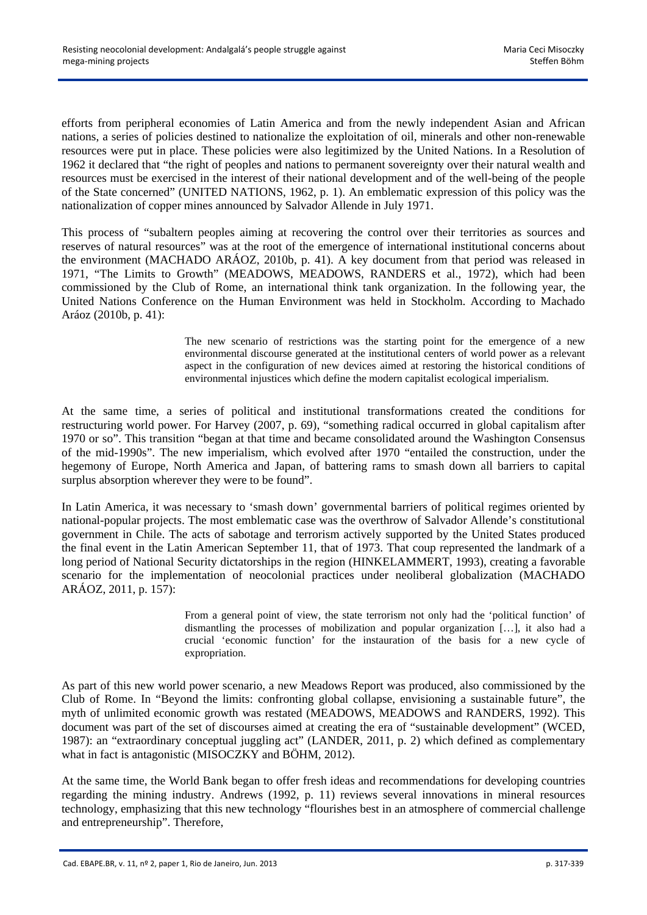efforts from peripheral economies of Latin America and from the newly independent Asian and African nations, a series of policies destined to nationalize the exploitation of oil, minerals and other non-renewable resources were put in place. These policies were also legitimized by the United Nations. In a Resolution of 1962 it declared that "the right of peoples and nations to permanent sovereignty over their natural wealth and resources must be exercised in the interest of their national development and of the well-being of the people of the State concerned" (UNITED NATIONS, 1962, p. 1). An emblematic expression of this policy was the nationalization of copper mines announced by Salvador Allende in July 1971.

This process of "subaltern peoples aiming at recovering the control over their territories as sources and reserves of natural resources" was at the root of the emergence of international institutional concerns about the environment (MACHADO ARÁOZ, 2010b, p. 41). A key document from that period was released in 1971, "The Limits to Growth" (MEADOWS, MEADOWS, RANDERS et al., 1972), which had been commissioned by the Club of Rome, an international think tank organization. In the following year, the United Nations Conference on the Human Environment was held in Stockholm. According to Machado Aráoz (2010b, p. 41):

> The new scenario of restrictions was the starting point for the emergence of a new environmental discourse generated at the institutional centers of world power as a relevant aspect in the configuration of new devices aimed at restoring the historical conditions of environmental injustices which define the modern capitalist ecological imperialism.

At the same time, a series of political and institutional transformations created the conditions for restructuring world power. For Harvey (2007, p. 69), "something radical occurred in global capitalism after 1970 or so". This transition "began at that time and became consolidated around the Washington Consensus of the mid-1990s". The new imperialism, which evolved after 1970 "entailed the construction, under the hegemony of Europe, North America and Japan, of battering rams to smash down all barriers to capital surplus absorption wherever they were to be found".

In Latin America, it was necessary to 'smash down' governmental barriers of political regimes oriented by national-popular projects. The most emblematic case was the overthrow of Salvador Allende's constitutional government in Chile. The acts of sabotage and terrorism actively supported by the United States produced the final event in the Latin American September 11, that of 1973. That coup represented the landmark of a long period of National Security dictatorships in the region (HINKELAMMERT, 1993), creating a favorable scenario for the implementation of neocolonial practices under neoliberal globalization (MACHADO ARÁOZ, 2011, p. 157):

> From a general point of view, the state terrorism not only had the 'political function' of dismantling the processes of mobilization and popular organization […], it also had a crucial 'economic function' for the instauration of the basis for a new cycle of expropriation.

As part of this new world power scenario, a new Meadows Report was produced, also commissioned by the Club of Rome. In "Beyond the limits: confronting global collapse, envisioning a sustainable future", the myth of unlimited economic growth was restated (MEADOWS, MEADOWS and RANDERS, 1992). This document was part of the set of discourses aimed at creating the era of "sustainable development" (WCED, 1987): an "extraordinary conceptual juggling act" (LANDER, 2011, p. 2) which defined as complementary what in fact is antagonistic (MISOCZKY and BÖHM, 2012).

At the same time, the World Bank began to offer fresh ideas and recommendations for developing countries regarding the mining industry. Andrews (1992, p. 11) reviews several innovations in mineral resources technology, emphasizing that this new technology "flourishes best in an atmosphere of commercial challenge and entrepreneurship". Therefore,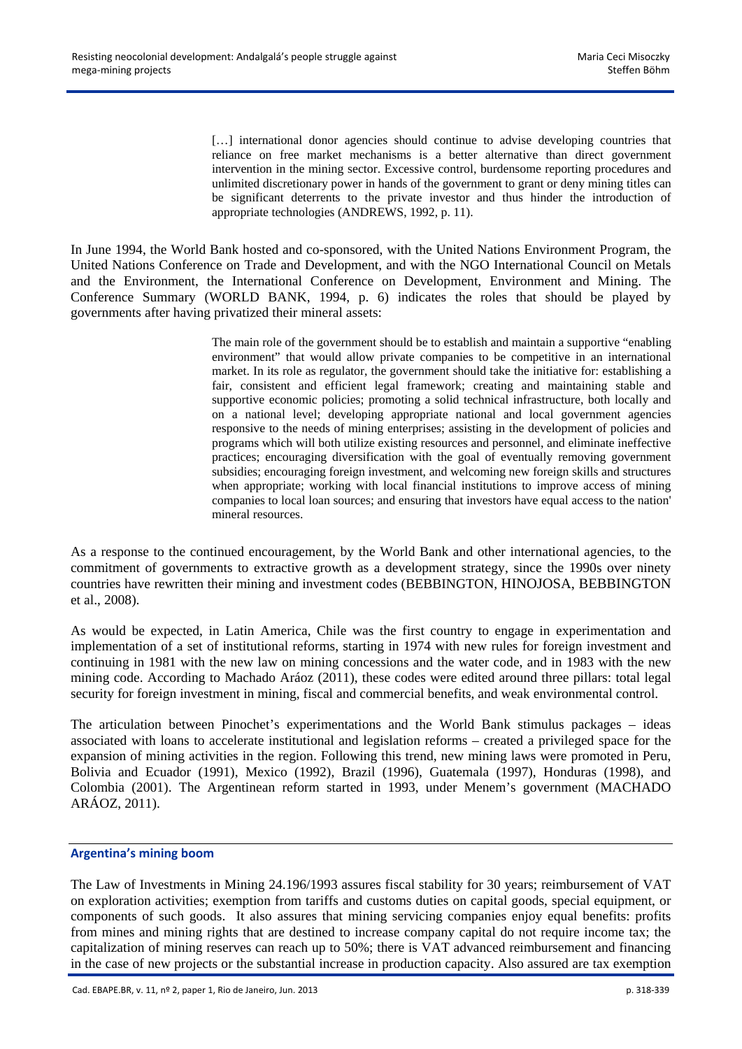> […] international donor agencies should continue to advise developing countries that reliance on free market mechanisms is a better alternative than direct government intervention in the mining sector. Excessive control, burdensome reporting procedures and unlimited discretionary power in hands of the government to grant or deny mining titles can be significant deterrents to the private investor and thus hinder the introduction of appropriate technologies (ANDREWS, 1992, p. 11).

In June 1994, the World Bank hosted and co-sponsored, with the United Nations Environment Program, the United Nations Conference on Trade and Development, and with the NGO International Council on Metals and the Environment, the International Conference on Development, Environment and Mining. The Conference Summary (WORLD BANK, 1994, p. 6) indicates the roles that should be played by governments after having privatized their mineral assets:

> The main role of the government should be to establish and maintain a supportive "enabling environment" that would allow private companies to be competitive in an international market. In its role as regulator, the government should take the initiative for: establishing a fair, consistent and efficient legal framework; creating and maintaining stable and supportive economic policies; promoting a solid technical infrastructure, both locally and on a national level; developing appropriate national and local government agencies responsive to the needs of mining enterprises; assisting in the development of policies and programs which will both utilize existing resources and personnel, and eliminate ineffective practices; encouraging diversification with the goal of eventually removing government subsidies; encouraging foreign investment, and welcoming new foreign skills and structures when appropriate; working with local financial institutions to improve access of mining companies to local loan sources; and ensuring that investors have equal access to the nation' mineral resources.

As a response to the continued encouragement, by the World Bank and other international agencies, to the commitment of governments to extractive growth as a development strategy, since the 1990s over ninety countries have rewritten their mining and investment codes (BEBBINGTON, HINOJOSA, BEBBINGTON et al., 2008).

As would be expected, in Latin America, Chile was the first country to engage in experimentation and implementation of a set of institutional reforms, starting in 1974 with new rules for foreign investment and continuing in 1981 with the new law on mining concessions and the water code, and in 1983 with the new mining code. According to Machado Aráoz (2011), these codes were edited around three pillars: total legal security for foreign investment in mining, fiscal and commercial benefits, and weak environmental control.

The articulation between Pinochet's experimentations and the World Bank stimulus packages – ideas associated with loans to accelerate institutional and legislation reforms – created a privileged space for the expansion of mining activities in the region. Following this trend, new mining laws were promoted in Peru, Bolivia and Ecuador (1991), Mexico (1992), Brazil (1996), Guatemala (1997), Honduras (1998), and Colombia (2001). The Argentinean reform started in 1993, under Menem's government (MACHADO ARÁOZ, 2011).

## Argentina's mining boom

The Law of Investments in Mining 24.196/1993 assures fiscal stability for 30 years; reimbursement of VAT on exploration activities; exemption from tariffs and customs duties on capital goods, special equipment, or components of such goods. It also assures that mining servicing companies enjoy equal benefits: profits from mines and mining rights that are destined to increase company capital do not require income tax; the capitalization of mining reserves can reach up to 50%; there is VAT advanced reimbursement and financing in the case of new projects or the substantial increase in production capacity. Also assured are tax exemption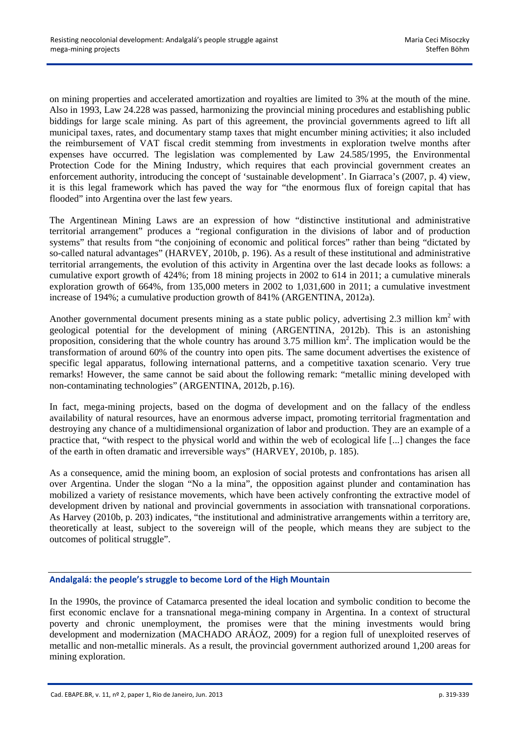on mining properties and accelerated amortization and royalties are limited to 3% at the mouth of the mine. Also in 1993, Law 24.228 was passed, harmonizing the provincial mining procedures and establishing public biddings for large scale mining. As part of this agreement, the provincial governments agreed to lift all municipal taxes, rates, and documentary stamp taxes that might encumber mining activities; it also included the reimbursement of VAT fiscal credit stemming from investments in exploration twelve months after expenses have occurred. The legislation was complemented by Law 24.585/1995, the Environmental Protection Code for the Mining Industry, which requires that each provincial government creates an enforcement authority, introducing the concept of 'sustainable development'. In Giarraca's (2007, p. 4) view, it is this legal framework which has paved the way for "the enormous flux of foreign capital that has flooded" into Argentina over the last few years.

The Argentinean Mining Laws are an expression of how "distinctive institutional and administrative territorial arrangement" produces a "regional configuration in the divisions of labor and of production systems" that results from "the conjoining of economic and political forces" rather than being "dictated by so-called natural advantages" (HARVEY, 2010b, p. 196). As a result of these institutional and administrative territorial arrangements, the evolution of this activity in Argentina over the last decade looks as follows: a cumulative export growth of 424%; from 18 mining projects in 2002 to 614 in 2011; a cumulative minerals exploration growth of 664%, from 135,000 meters in 2002 to 1,031,600 in 2011; a cumulative investment increase of 194%; a cumulative production growth of 841% (ARGENTINA, 2012a).

Another governmental document presents mining as a state public policy, advertising 2.3 million km$^2$ with geological potential for the development of mining (ARGENTINA, 2012b). This is an astonishing proposition, considering that the whole country has around 3.75 million km$^2$. The implication would be the transformation of around 60% of the country into open pits. The same document advertises the existence of specific legal apparatus, following international patterns, and a competitive taxation scenario. Very true remarks! However, the same cannot be said about the following remark: "metallic mining developed with non-contaminating technologies" (ARGENTINA, 2012b, p.16).

In fact, mega-mining projects, based on the dogma of development and on the fallacy of the endless availability of natural resources, have an enormous adverse impact, promoting territorial fragmentation and destroying any chance of a multidimensional organization of labor and production. They are an example of a practice that, "with respect to the physical world and within the web of ecological life [...] changes the face of the earth in often dramatic and irreversible ways" (HARVEY, 2010b, p. 185).

As a consequence, amid the mining boom, an explosion of social protests and confrontations has arisen all over Argentina. Under the slogan "No a la mina", the opposition against plunder and contamination has mobilized a variety of resistance movements, which have been actively confronting the extractive model of development driven by national and provincial governments in association with transnational corporations. As Harvey (2010b, p. 203) indicates, "the institutional and administrative arrangements within a territory are, theoretically at least, subject to the sovereign will of the people, which means they are subject to the outcomes of political struggle".

## Andalgalá: the people's struggle to become Lord of the High Mountain

In the 1990s, the province of Catamarca presented the ideal location and symbolic condition to become the first economic enclave for a transnational mega-mining company in Argentina. In a context of structural poverty and chronic unemployment, the promises were that the mining investments would bring development and modernization (MACHADO ARÁOZ, 2009) for a region full of unexploited reserves of metallic and non-metallic minerals. As a result, the provincial government authorized around 1,200 areas for mining exploration.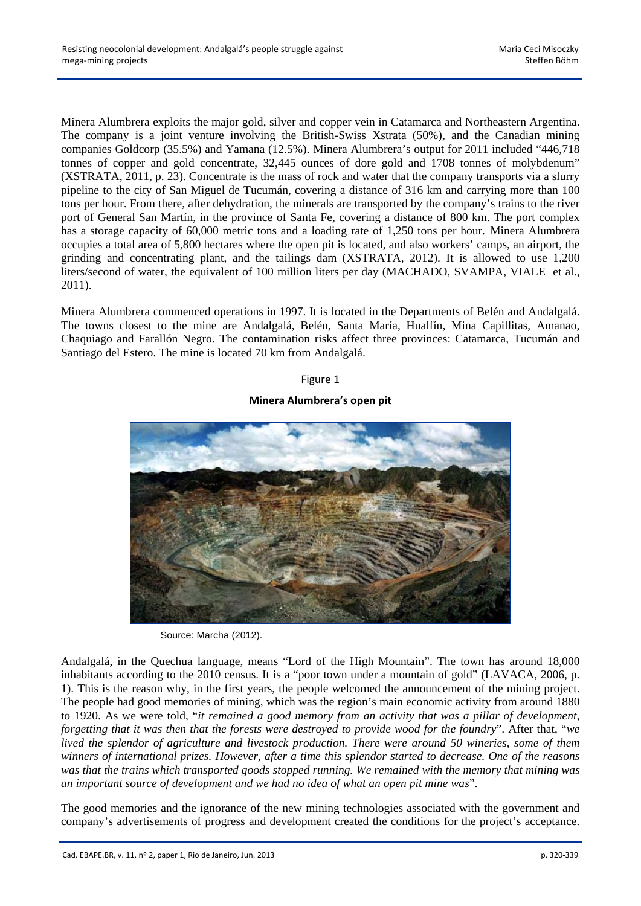Minera Alumbrera exploits the major gold, silver and copper vein in Catamarca and Northeastern Argentina. The company is a joint venture involving the British-Swiss Xstrata (50%), and the Canadian mining companies Goldcorp (35.5%) and Yamana (12.5%). Minera Alumbrera's output for 2011 included "446,718 tonnes of copper and gold concentrate, 32,445 ounces of dore gold and 1708 tonnes of molybdenum" (XSTRATA, 2011, p. 23). Concentrate is the mass of rock and water that the company transports via a slurry pipeline to the city of San Miguel de Tucumán, covering a distance of 316 km and carrying more than 100 tons per hour. From there, after dehydration, the minerals are transported by the company's trains to the river port of General San Martín, in the province of Santa Fe, covering a distance of 800 km. The port complex has a storage capacity of 60,000 metric tons and a loading rate of 1,250 tons per hour. Minera Alumbrera occupies a total area of 5,800 hectares where the open pit is located, and also workers' camps, an airport, the grinding and concentrating plant, and the tailings dam (XSTRATA, 2012). It is allowed to use 1,200 liters/second of water, the equivalent of 100 million liters per day (MACHADO, SVAMPA, VIALE et al., 2011).

Minera Alumbrera commenced operations in 1997. It is located in the Departments of Belén and Andalgalá. The towns closest to the mine are Andalgalá, Belén, Santa María, Hualfín, Mina Capillitas, Amanao, Chaquiago and Farallón Negro. The contamination risks affect three provinces: Catamarca, Tucumán and Santiago del Estero. The mine is located 70 km from Andalgalá.

Figure 1

**Minera Alumbrera's open pit**

Source: Marcha (2012).

Andalgalá, in the Quechua language, means "Lord of the High Mountain". The town has around 18,000 inhabitants according to the 2010 census. It is a "poor town under a mountain of gold" (LAVACA, 2006, p. 1). This is the reason why, in the first years, the people welcomed the announcement of the mining project. The people had good memories of mining, which was the region's main economic activity from around 1880 to 1920. As we were told, "*it remained a good memory from an activity that was a pillar of development, forgetting that it was then that the forests were destroyed to provide wood for the foundry*". After that, "*we lived the splendor of agriculture and livestock production. There were around 50 wineries, some of them winners of international prizes. However, after a time this splendor started to decrease. One of the reasons was that the trains which transported goods stopped running. We remained with the memory that mining was an important source of development and we had no idea of what an open pit mine was*".

The good memories and the ignorance of the new mining technologies associated with the government and company's advertisements of progress and development created the conditions for the project's acceptance.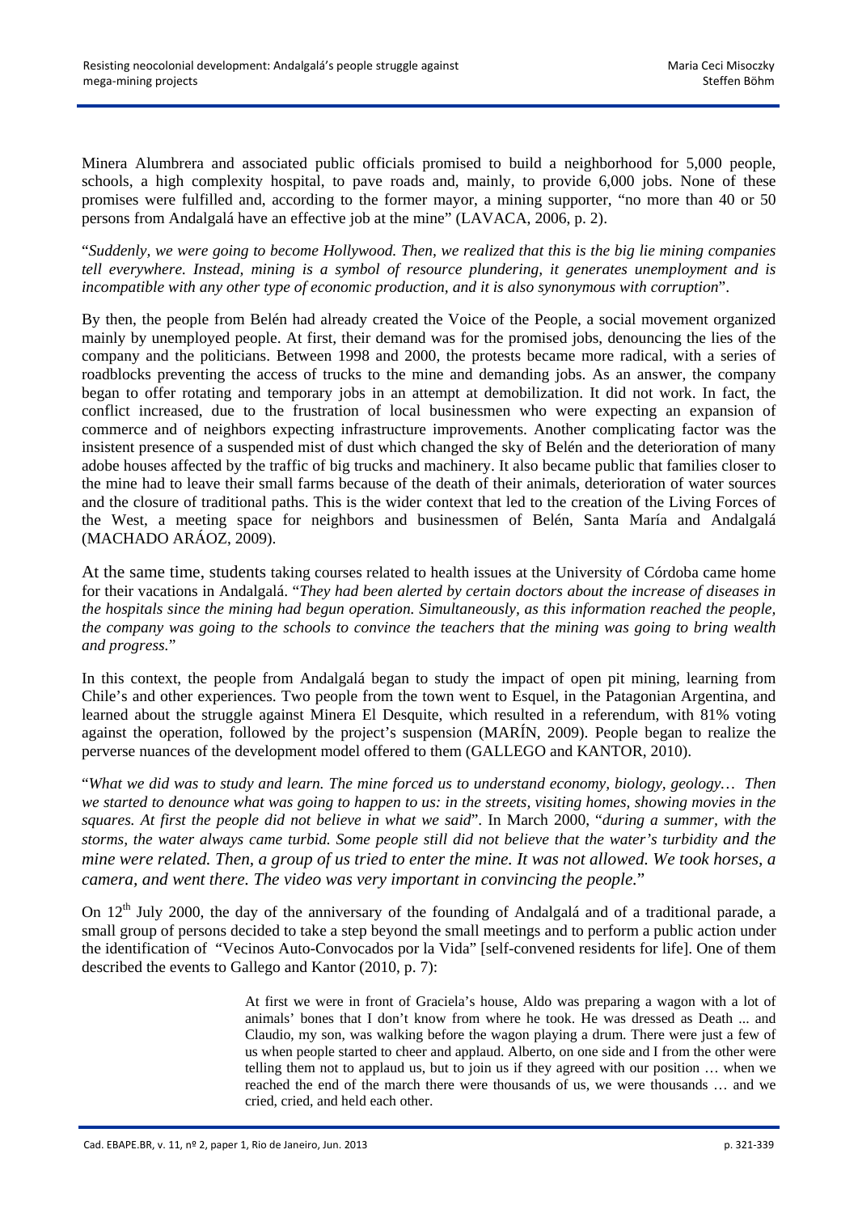Minera Alumbrera and associated public officials promised to build a neighborhood for 5,000 people, schools, a high complexity hospital, to pave roads and, mainly, to provide 6,000 jobs. None of these promises were fulfilled and, according to the former mayor, a mining supporter, "no more than 40 or 50 persons from Andalgalá have an effective job at the mine" (LAVACA, 2006, p. 2).

"*Suddenly, we were going to become Hollywood. Then, we realized that this is the big lie mining companies tell everywhere. Instead, mining is a symbol of resource plundering, it generates unemployment and is incompatible with any other type of economic production, and it is also synonymous with corruption*".

By then, the people from Belén had already created the Voice of the People, a social movement organized mainly by unemployed people. At first, their demand was for the promised jobs, denouncing the lies of the company and the politicians. Between 1998 and 2000, the protests became more radical, with a series of roadblocks preventing the access of trucks to the mine and demanding jobs. As an answer, the company began to offer rotating and temporary jobs in an attempt at demobilization. It did not work. In fact, the conflict increased, due to the frustration of local businessmen who were expecting an expansion of commerce and of neighbors expecting infrastructure improvements. Another complicating factor was the insistent presence of a suspended mist of dust which changed the sky of Belén and the deterioration of many adobe houses affected by the traffic of big trucks and machinery. It also became public that families closer to the mine had to leave their small farms because of the death of their animals, deterioration of water sources and the closure of traditional paths. This is the wider context that led to the creation of the Living Forces of the West, a meeting space for neighbors and businessmen of Belén, Santa María and Andalgalá (MACHADO ARÁOZ, 2009).

At the same time, students taking courses related to health issues at the University of Córdoba came home for their vacations in Andalgalá. "*They had been alerted by certain doctors about the increase of diseases in the hospitals since the mining had begun operation. Simultaneously, as this information reached the people, the company was going to the schools to convince the teachers that the mining was going to bring wealth and progress.*"

In this context, the people from Andalgalá began to study the impact of open pit mining, learning from Chile's and other experiences. Two people from the town went to Esquel, in the Patagonian Argentina, and learned about the struggle against Minera El Desquite, which resulted in a referendum, with 81% voting against the operation, followed by the project's suspension (MARÍN, 2009). People began to realize the perverse nuances of the development model offered to them (GALLEGO and KANTOR, 2010).

"*What we did was to study and learn. The mine forced us to understand economy, biology, geology… Then we started to denounce what was going to happen to us: in the streets, visiting homes, showing movies in the squares. At first the people did not believe in what we said*". In March 2000, "*during a summer, with the storms, the water always came turbid. Some people still did not believe that the water's turbidity and the mine were related. Then, a group of us tried to enter the mine. It was not allowed. We took horses, a camera, and went there. The video was very important in convincing the people.*"

On 12th July 2000, the day of the anniversary of the founding of Andalgalá and of a traditional parade, a small group of persons decided to take a step beyond the small meetings and to perform a public action under the identification of "Vecinos Auto-Convocados por la Vida" [self-convened residents for life]. One of them described the events to Gallego and Kantor (2010, p. 7):

> At first we were in front of Graciela's house, Aldo was preparing a wagon with a lot of animals' bones that I don't know from where he took. He was dressed as Death ... and Claudio, my son, was walking before the wagon playing a drum. There were just a few of us when people started to cheer and applaud. Alberto, on one side and I from the other were telling them not to applaud us, but to join us if they agreed with our position … when we reached the end of the march there were thousands of us, we were thousands … and we cried, cried, and held each other.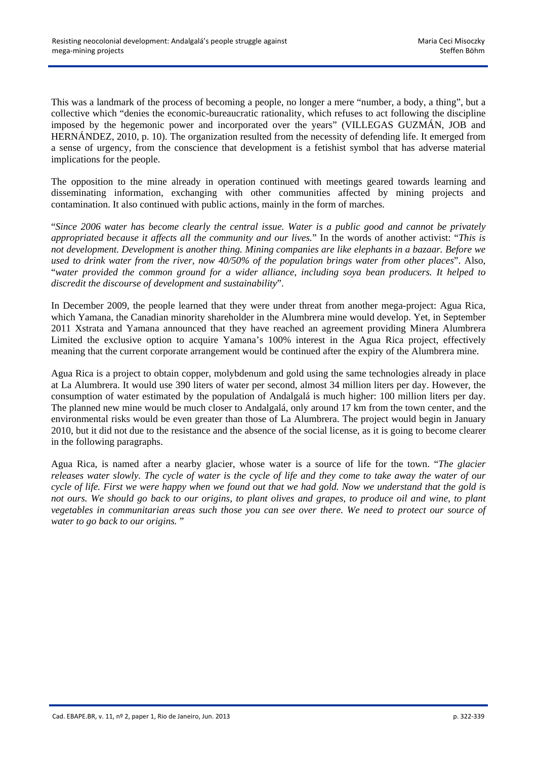This was a landmark of the process of becoming a people, no longer a mere "number, a body, a thing", but a collective which "denies the economic-bureaucratic rationality, which refuses to act following the discipline imposed by the hegemonic power and incorporated over the years" (VILLEGAS GUZMÁN, JOB and HERNÁNDEZ, 2010, p. 10). The organization resulted from the necessity of defending life. It emerged from a sense of urgency, from the conscience that development is a fetishist symbol that has adverse material implications for the people.

The opposition to the mine already in operation continued with meetings geared towards learning and disseminating information, exchanging with other communities affected by mining projects and contamination. It also continued with public actions, mainly in the form of marches.

"*Since 2006 water has become clearly the central issue. Water is a public good and cannot be privately appropriated because it affects all the community and our lives.*" In the words of another activist: "*This is not development. Development is another thing. Mining companies are like elephants in a bazaar. Before we used to drink water from the river, now 40/50% of the population brings water from other places*". Also, "*water provided the common ground for a wider alliance, including soya bean producers. It helped to discredit the discourse of development and sustainability*".

In December 2009, the people learned that they were under threat from another mega-project: Agua Rica, which Yamana, the Canadian minority shareholder in the Alumbrera mine would develop. Yet, in September 2011 Xstrata and Yamana announced that they have reached an agreement providing Minera Alumbrera Limited the exclusive option to acquire Yamana's 100% interest in the Agua Rica project, effectively meaning that the current corporate arrangement would be continued after the expiry of the Alumbrera mine.

Agua Rica is a project to obtain copper, molybdenum and gold using the same technologies already in place at La Alumbrera. It would use 390 liters of water per second, almost 34 million liters per day. However, the consumption of water estimated by the population of Andalgalá is much higher: 100 million liters per day. The planned new mine would be much closer to Andalgalá, only around 17 km from the town center, and the environmental risks would be even greater than those of La Alumbrera. The project would begin in January 2010, but it did not due to the resistance and the absence of the social license, as it is going to become clearer in the following paragraphs.

Agua Rica, is named after a nearby glacier, whose water is a source of life for the town. "*The glacier releases water slowly. The cycle of water is the cycle of life and they come to take away the water of our cycle of life. First we were happy when we found out that we had gold. Now we understand that the gold is not ours. We should go back to our origins, to plant olives and grapes, to produce oil and wine, to plant vegetables in communitarian areas such those you can see over there. We need to protect our source of water to go back to our origins.* "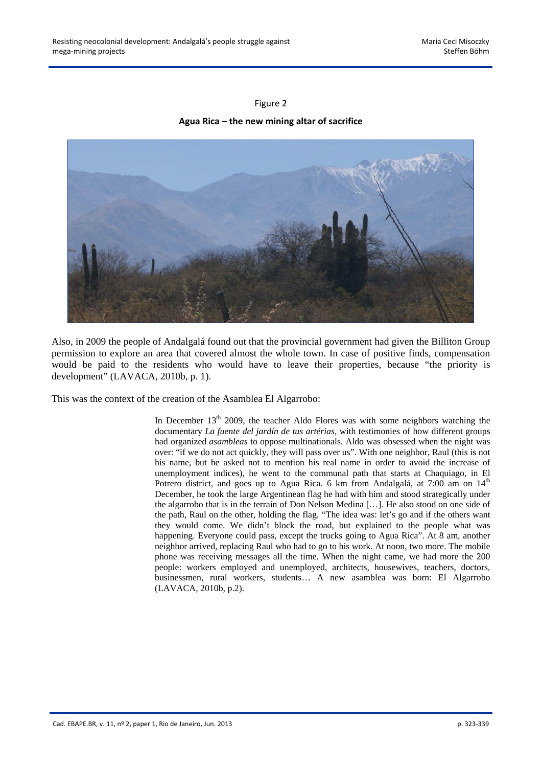Figure 2

**Agua Rica – the new mining altar of sacrifice**

Also, in 2009 the people of Andalgalá found out that the provincial government had given the Billiton Group permission to explore an area that covered almost the whole town. In case of positive finds, compensation would be paid to the residents who would have to leave their properties, because "the priority is development" (LAVACA, 2010b, p. 1).

This was the context of the creation of the Asamblea El Algarrobo:

> In December 13th 2009, the teacher Aldo Flores was with some neighbors watching the documentary *La fuente del jardín de tus artérias*, with testimonies of how different groups had organized *asambleas* to oppose multinationals. Aldo was obsessed when the night was over: "if we do not act quickly, they will pass over us". With one neighbor, Raul (this is not his name, but he asked not to mention his real name in order to avoid the increase of unemployment indices), he went to the communal path that starts at Chaquiago, in El Potrero district, and goes up to Agua Rica. 6 km from Andalgalá, at 7:00 am on 14th December, he took the large Argentinean flag he had with him and stood strategically under the algarrobo that is in the terrain of Don Nelson Medina […]. He also stood on one side of the path, Raul on the other, holding the flag. "The idea was: let's go and if the others want they would come. We didn't block the road, but explained to the people what was happening. Everyone could pass, except the trucks going to Agua Rica". At 8 am, another neighbor arrived, replacing Raul who had to go to his work. At noon, two more. The mobile phone was receiving messages all the time. When the night came, we had more the 200 people: workers employed and unemployed, architects, housewives, teachers, doctors, businessmen, rural workers, students… A new asamblea was born: El Algarrobo (LAVACA, 2010b, p.2).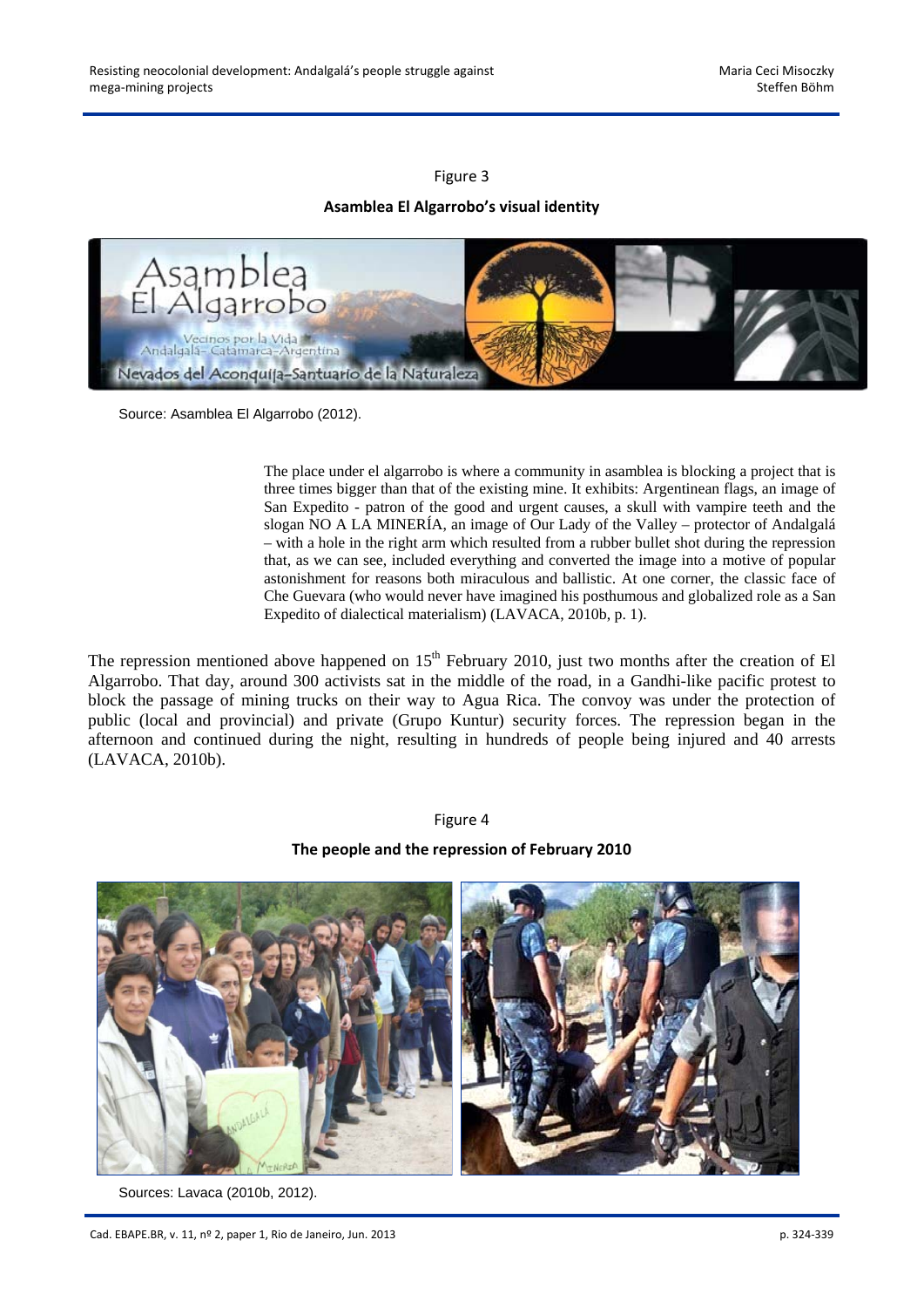Figure 3

**Asamblea El Algarrobo's visual identity**

Source: Asamblea El Algarrobo (2012).

> The place under el algarrobo is where a community in asamblea is blocking a project that is three times bigger than that of the existing mine. It exhibits: Argentinean flags, an image of San Expedito - patron of the good and urgent causes, a skull with vampire teeth and the slogan NO A LA MINERÍA, an image of Our Lady of the Valley – protector of Andalgalá – with a hole in the right arm which resulted from a rubber bullet shot during the repression that, as we can see, included everything and converted the image into a motive of popular astonishment for reasons both miraculous and ballistic. At one corner, the classic face of Che Guevara (who would never have imagined his posthumous and globalized role as a San Expedito of dialectical materialism) (LAVACA, 2010b, p. 1).

The repression mentioned above happened on 15th February 2010, just two months after the creation of El Algarrobo. That day, around 300 activists sat in the middle of the road, in a Gandhi-like pacific protest to block the passage of mining trucks on their way to Agua Rica. The convoy was under the protection of public (local and provincial) and private (Grupo Kuntur) security forces. The repression began in the afternoon and continued during the night, resulting in hundreds of people being injured and 40 arrests (LAVACA, 2010b).

Figure 4

**The people and the repression of February 2010**

Sources: Lavaca (2010b, 2012).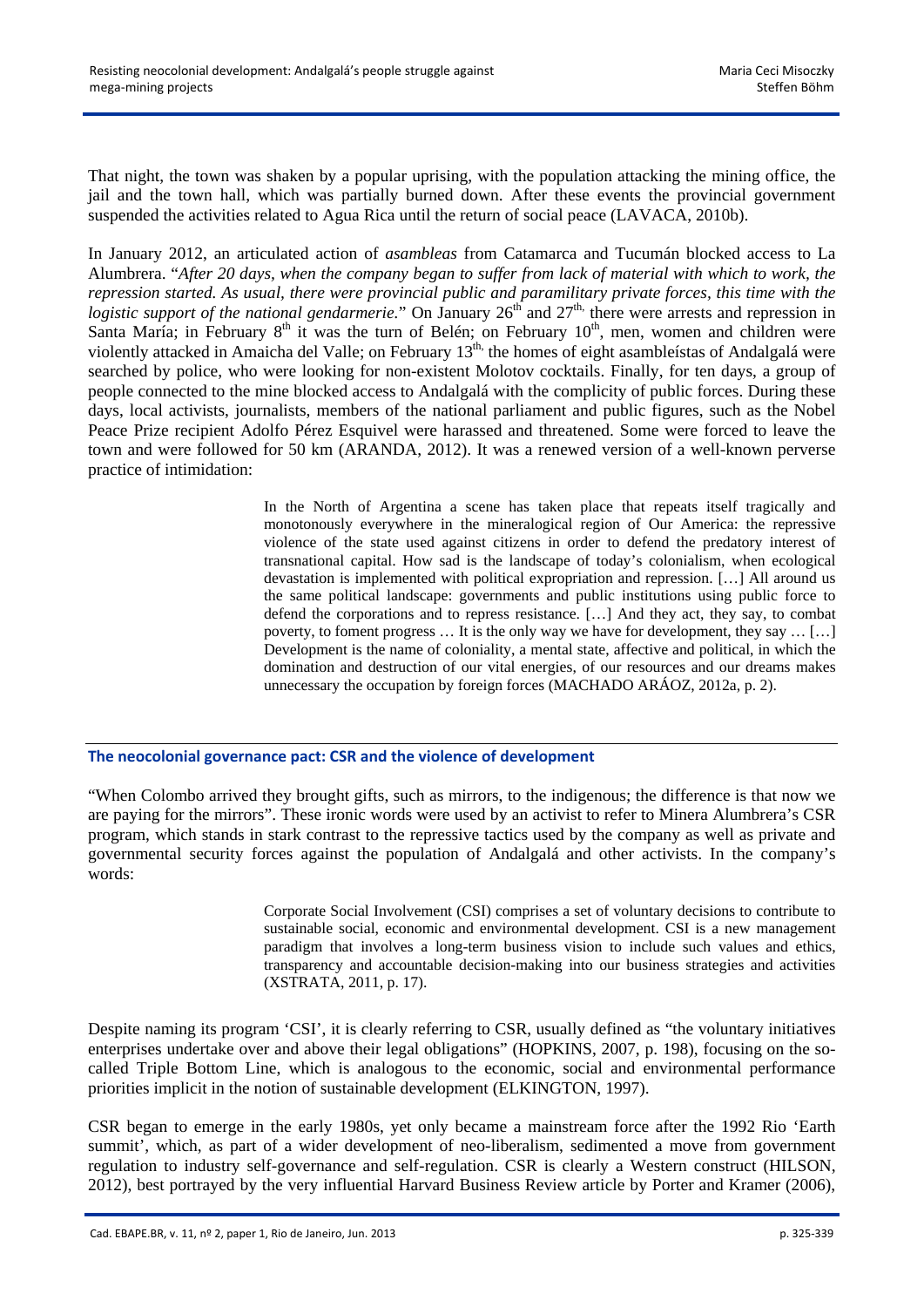That night, the town was shaken by a popular uprising, with the population attacking the mining office, the jail and the town hall, which was partially burned down. After these events the provincial government suspended the activities related to Agua Rica until the return of social peace (LAVACA, 2010b).

In January 2012, an articulated action of *asambleas* from Catamarca and Tucumán blocked access to La Alumbrera. "*After 20 days, when the company began to suffer from lack of material with which to work, the repression started. As usual, there were provincial public and paramilitary private forces, this time with the logistic support of the national gendarmerie.*" On January 26th and 27th, there were arrests and repression in Santa María; in February 8th it was the turn of Belén; on February 10th, men, women and children were violently attacked in Amaicha del Valle; on February 13th, the homes of eight asambleístas of Andalgalá were searched by police, who were looking for non-existent Molotov cocktails. Finally, for ten days, a group of people connected to the mine blocked access to Andalgalá with the complicity of public forces. During these days, local activists, journalists, members of the national parliament and public figures, such as the Nobel Peace Prize recipient Adolfo Pérez Esquivel were harassed and threatened. Some were forced to leave the town and were followed for 50 km (ARANDA, 2012). It was a renewed version of a well-known perverse practice of intimidation:

> In the North of Argentina a scene has taken place that repeats itself tragically and monotonously everywhere in the mineralogical region of Our America: the repressive violence of the state used against citizens in order to defend the predatory interest of transnational capital. How sad is the landscape of today's colonialism, when ecological devastation is implemented with political expropriation and repression. […] All around us the same political landscape: governments and public institutions using public force to defend the corporations and to repress resistance. […] And they act, they say, to combat poverty, to foment progress … It is the only way we have for development, they say … […] Development is the name of coloniality, a mental state, affective and political, in which the domination and destruction of our vital energies, of our resources and our dreams makes unnecessary the occupation by foreign forces (MACHADO ARÁOZ, 2012a, p. 2).

## The neocolonial governance pact: CSR and the violence of development

"When Colombo arrived they brought gifts, such as mirrors, to the indigenous; the difference is that now we are paying for the mirrors". These ironic words were used by an activist to refer to Minera Alumbrera's CSR program, which stands in stark contrast to the repressive tactics used by the company as well as private and governmental security forces against the population of Andalgalá and other activists. In the company's words:

> Corporate Social Involvement (CSI) comprises a set of voluntary decisions to contribute to sustainable social, economic and environmental development. CSI is a new management paradigm that involves a long-term business vision to include such values and ethics, transparency and accountable decision-making into our business strategies and activities (XSTRATA, 2011, p. 17).

Despite naming its program 'CSI', it is clearly referring to CSR, usually defined as "the voluntary initiatives enterprises undertake over and above their legal obligations" (HOPKINS, 2007, p. 198), focusing on the so-called Triple Bottom Line, which is analogous to the economic, social and environmental performance priorities implicit in the notion of sustainable development (ELKINGTON, 1997).

CSR began to emerge in the early 1980s, yet only became a mainstream force after the 1992 Rio 'Earth summit', which, as part of a wider development of neo-liberalism, sedimented a move from government regulation to industry self-governance and self-regulation. CSR is clearly a Western construct (HILSON, 2012), best portrayed by the very influential Harvard Business Review article by Porter and Kramer (2006),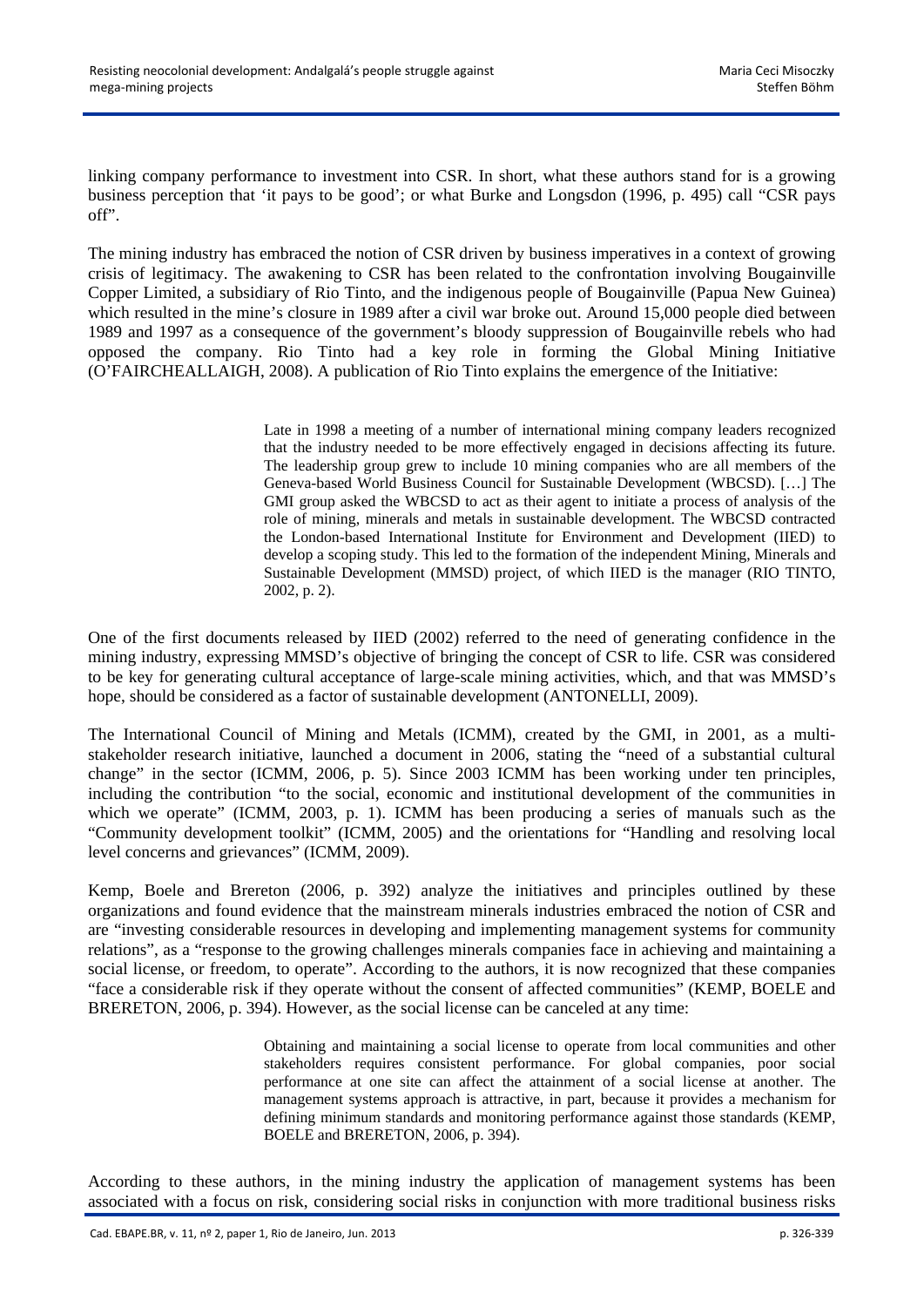linking company performance to investment into CSR. In short, what these authors stand for is a growing business perception that 'it pays to be good'; or what Burke and Longsdon (1996, p. 495) call "CSR pays off".

The mining industry has embraced the notion of CSR driven by business imperatives in a context of growing crisis of legitimacy. The awakening to CSR has been related to the confrontation involving Bougainville Copper Limited, a subsidiary of Rio Tinto, and the indigenous people of Bougainville (Papua New Guinea) which resulted in the mine's closure in 1989 after a civil war broke out. Around 15,000 people died between 1989 and 1997 as a consequence of the government's bloody suppression of Bougainville rebels who had opposed the company. Rio Tinto had a key role in forming the Global Mining Initiative (O'FAIRCHEALLAIGH, 2008). A publication of Rio Tinto explains the emergence of the Initiative:

> Late in 1998 a meeting of a number of international mining company leaders recognized that the industry needed to be more effectively engaged in decisions affecting its future. The leadership group grew to include 10 mining companies who are all members of the Geneva-based World Business Council for Sustainable Development (WBCSD). […] The GMI group asked the WBCSD to act as their agent to initiate a process of analysis of the role of mining, minerals and metals in sustainable development. The WBCSD contracted the London-based International Institute for Environment and Development (IIED) to develop a scoping study. This led to the formation of the independent Mining, Minerals and Sustainable Development (MMSD) project, of which IIED is the manager (RIO TINTO, 2002, p. 2).

One of the first documents released by IIED (2002) referred to the need of generating confidence in the mining industry, expressing MMSD's objective of bringing the concept of CSR to life. CSR was considered to be key for generating cultural acceptance of large-scale mining activities, which, and that was MMSD's hope, should be considered as a factor of sustainable development (ANTONELLI, 2009).

The International Council of Mining and Metals (ICMM), created by the GMI, in 2001, as a multi-stakeholder research initiative, launched a document in 2006, stating the "need of a substantial cultural change" in the sector (ICMM, 2006, p. 5). Since 2003 ICMM has been working under ten principles, including the contribution "to the social, economic and institutional development of the communities in which we operate" (ICMM, 2003, p. 1). ICMM has been producing a series of manuals such as the "Community development toolkit" (ICMM, 2005) and the orientations for "Handling and resolving local level concerns and grievances" (ICMM, 2009).

Kemp, Boele and Brereton (2006, p. 392) analyze the initiatives and principles outlined by these organizations and found evidence that the mainstream minerals industries embraced the notion of CSR and are "investing considerable resources in developing and implementing management systems for community relations", as a "response to the growing challenges minerals companies face in achieving and maintaining a social license, or freedom, to operate". According to the authors, it is now recognized that these companies "face a considerable risk if they operate without the consent of affected communities" (KEMP, BOELE and BRERETON, 2006, p. 394). However, as the social license can be canceled at any time:

> Obtaining and maintaining a social license to operate from local communities and other stakeholders requires consistent performance. For global companies, poor social performance at one site can affect the attainment of a social license at another. The management systems approach is attractive, in part, because it provides a mechanism for defining minimum standards and monitoring performance against those standards (KEMP, BOELE and BRERETON, 2006, p. 394).

According to these authors, in the mining industry the application of management systems has been associated with a focus on risk, considering social risks in conjunction with more traditional business risks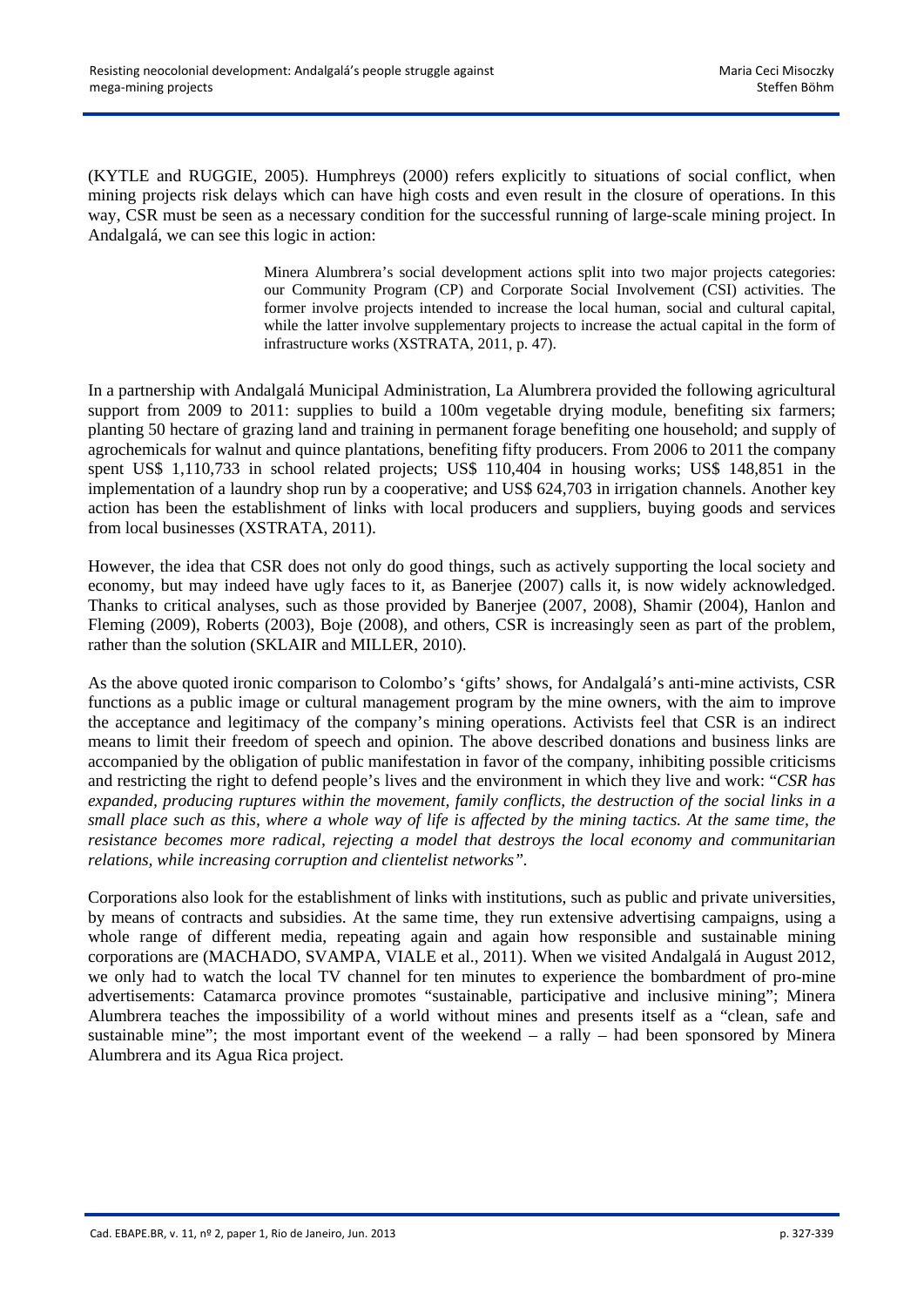(KYTLE and RUGGIE, 2005). Humphreys (2000) refers explicitly to situations of social conflict, when mining projects risk delays which can have high costs and even result in the closure of operations. In this way, CSR must be seen as a necessary condition for the successful running of large-scale mining project. In Andalgalá, we can see this logic in action:

> Minera Alumbrera's social development actions split into two major projects categories: our Community Program (CP) and Corporate Social Involvement (CSI) activities. The former involve projects intended to increase the local human, social and cultural capital, while the latter involve supplementary projects to increase the actual capital in the form of infrastructure works (XSTRATA, 2011, p. 47).

In a partnership with Andalgalá Municipal Administration, La Alumbrera provided the following agricultural support from 2009 to 2011: supplies to build a 100m vegetable drying module, benefiting six farmers; planting 50 hectare of grazing land and training in permanent forage benefiting one household; and supply of agrochemicals for walnut and quince plantations, benefiting fifty producers. From 2006 to 2011 the company spent US$ 1,110,733 in school related projects; US$ 110,404 in housing works; US$ 148,851 in the implementation of a laundry shop run by a cooperative; and US$ 624,703 in irrigation channels. Another key action has been the establishment of links with local producers and suppliers, buying goods and services from local businesses (XSTRATA, 2011).

However, the idea that CSR does not only do good things, such as actively supporting the local society and economy, but may indeed have ugly faces to it, as Banerjee (2007) calls it, is now widely acknowledged. Thanks to critical analyses, such as those provided by Banerjee (2007, 2008), Shamir (2004), Hanlon and Fleming (2009), Roberts (2003), Boje (2008), and others, CSR is increasingly seen as part of the problem, rather than the solution (SKLAIR and MILLER, 2010).

As the above quoted ironic comparison to Colombo's 'gifts' shows, for Andalgalá's anti-mine activists, CSR functions as a public image or cultural management program by the mine owners, with the aim to improve the acceptance and legitimacy of the company's mining operations. Activists feel that CSR is an indirect means to limit their freedom of speech and opinion. The above described donations and business links are accompanied by the obligation of public manifestation in favor of the company, inhibiting possible criticisms and restricting the right to defend people's lives and the environment in which they live and work: "*CSR has expanded, producing ruptures within the movement, family conflicts, the destruction of the social links in a small place such as this, where a whole way of life is affected by the mining tactics. At the same time, the resistance becomes more radical, rejecting a model that destroys the local economy and communitarian relations, while increasing corruption and clientelist networks"*.

Corporations also look for the establishment of links with institutions, such as public and private universities, by means of contracts and subsidies. At the same time, they run extensive advertising campaigns, using a whole range of different media, repeating again and again how responsible and sustainable mining corporations are (MACHADO, SVAMPA, VIALE et al., 2011). When we visited Andalgalá in August 2012, we only had to watch the local TV channel for ten minutes to experience the bombardment of pro-mine advertisements: Catamarca province promotes "sustainable, participative and inclusive mining"; Minera Alumbrera teaches the impossibility of a world without mines and presents itself as a "clean, safe and sustainable mine"; the most important event of the weekend – a rally – had been sponsored by Minera Alumbrera and its Agua Rica project.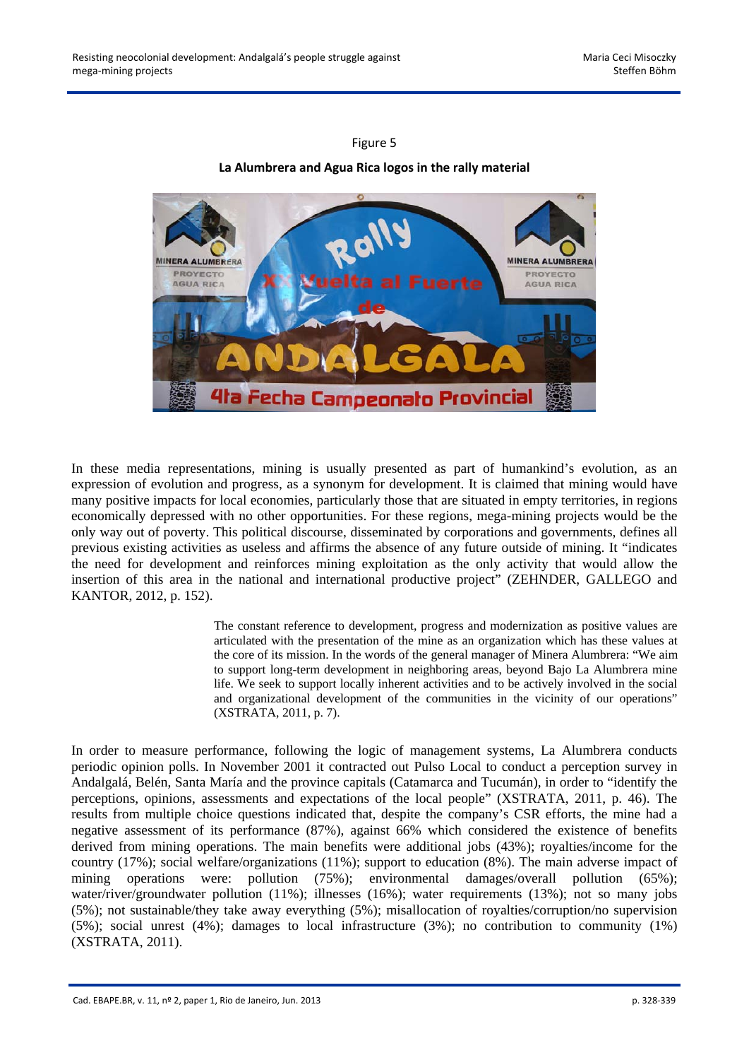Figure 5

**La Alumbrera and Agua Rica logos in the rally material**

In these media representations, mining is usually presented as part of humankind's evolution, as an expression of evolution and progress, as a synonym for development. It is claimed that mining would have many positive impacts for local economies, particularly those that are situated in empty territories, in regions economically depressed with no other opportunities. For these regions, mega-mining projects would be the only way out of poverty. This political discourse, disseminated by corporations and governments, defines all previous existing activities as useless and affirms the absence of any future outside of mining. It "indicates the need for development and reinforces mining exploitation as the only activity that would allow the insertion of this area in the national and international productive project" (ZEHNDER, GALLEGO and KANTOR, 2012, p. 152).

> The constant reference to development, progress and modernization as positive values are articulated with the presentation of the mine as an organization which has these values at the core of its mission. In the words of the general manager of Minera Alumbrera: "We aim to support long-term development in neighboring areas, beyond Bajo La Alumbrera mine life. We seek to support locally inherent activities and to be actively involved in the social and organizational development of the communities in the vicinity of our operations" (XSTRATA, 2011, p. 7).

In order to measure performance, following the logic of management systems, La Alumbrera conducts periodic opinion polls. In November 2001 it contracted out Pulso Local to conduct a perception survey in Andalgalá, Belén, Santa María and the province capitals (Catamarca and Tucumán), in order to "identify the perceptions, opinions, assessments and expectations of the local people" (XSTRATA, 2011, p. 46). The results from multiple choice questions indicated that, despite the company's CSR efforts, the mine had a negative assessment of its performance (87%), against 66% which considered the existence of benefits derived from mining operations. The main benefits were additional jobs (43%); royalties/income for the country (17%); social welfare/organizations (11%); support to education (8%). The main adverse impact of mining operations were: pollution (75%); environmental damages/overall pollution (65%); water/river/groundwater pollution (11%); illnesses (16%); water requirements (13%); not so many jobs (5%); not sustainable/they take away everything (5%); misallocation of royalties/corruption/no supervision (5%); social unrest (4%); damages to local infrastructure (3%); no contribution to community (1%) (XSTRATA, 2011).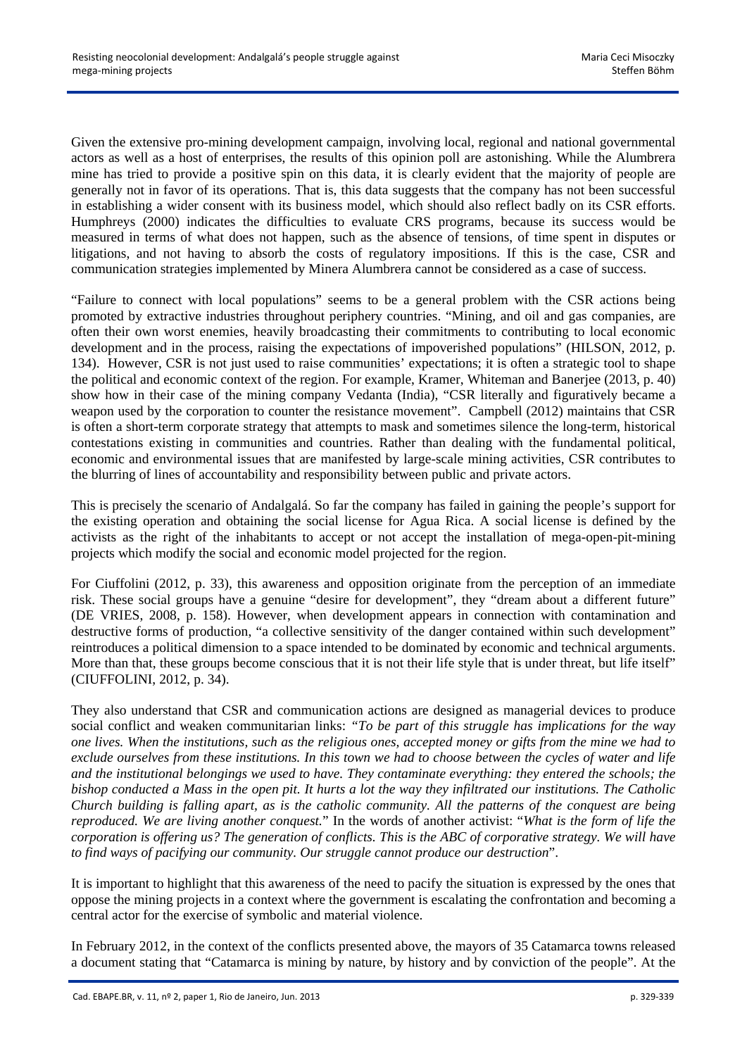Given the extensive pro-mining development campaign, involving local, regional and national governmental actors as well as a host of enterprises, the results of this opinion poll are astonishing. While the Alumbrera mine has tried to provide a positive spin on this data, it is clearly evident that the majority of people are generally not in favor of its operations. That is, this data suggests that the company has not been successful in establishing a wider consent with its business model, which should also reflect badly on its CSR efforts. Humphreys (2000) indicates the difficulties to evaluate CRS programs, because its success would be measured in terms of what does not happen, such as the absence of tensions, of time spent in disputes or litigations, and not having to absorb the costs of regulatory impositions. If this is the case, CSR and communication strategies implemented by Minera Alumbrera cannot be considered as a case of success.

"Failure to connect with local populations" seems to be a general problem with the CSR actions being promoted by extractive industries throughout periphery countries. "Mining, and oil and gas companies, are often their own worst enemies, heavily broadcasting their commitments to contributing to local economic development and in the process, raising the expectations of impoverished populations" (HILSON, 2012, p. 134). However, CSR is not just used to raise communities' expectations; it is often a strategic tool to shape the political and economic context of the region. For example, Kramer, Whiteman and Banerjee (2013, p. 40) show how in their case of the mining company Vedanta (India), "CSR literally and figuratively became a weapon used by the corporation to counter the resistance movement". Campbell (2012) maintains that CSR is often a short-term corporate strategy that attempts to mask and sometimes silence the long-term, historical contestations existing in communities and countries. Rather than dealing with the fundamental political, economic and environmental issues that are manifested by large-scale mining activities, CSR contributes to the blurring of lines of accountability and responsibility between public and private actors.

This is precisely the scenario of Andalgalá. So far the company has failed in gaining the people's support for the existing operation and obtaining the social license for Agua Rica. A social license is defined by the activists as the right of the inhabitants to accept or not accept the installation of mega-open-pit-mining projects which modify the social and economic model projected for the region.

For Ciuffolini (2012, p. 33), this awareness and opposition originate from the perception of an immediate risk. These social groups have a genuine "desire for development", they "dream about a different future" (DE VRIES, 2008, p. 158). However, when development appears in connection with contamination and destructive forms of production, "a collective sensitivity of the danger contained within such development" reintroduces a political dimension to a space intended to be dominated by economic and technical arguments. More than that, these groups become conscious that it is not their life style that is under threat, but life itself" (CIUFFOLINI, 2012, p. 34).

They also understand that CSR and communication actions are designed as managerial devices to produce social conflict and weaken communitarian links: "*To be part of this struggle has implications for the way one lives. When the institutions, such as the religious ones, accepted money or gifts from the mine we had to exclude ourselves from these institutions. In this town we had to choose between the cycles of water and life and the institutional belongings we used to have. They contaminate everything: they entered the schools; the bishop conducted a Mass in the open pit. It hurts a lot the way they infiltrated our institutions. The Catholic Church building is falling apart, as is the catholic community. All the patterns of the conquest are being reproduced. We are living another conquest.*" In the words of another activist: "*What is the form of life the corporation is offering us? The generation of conflicts. This is the ABC of corporative strategy. We will have to find ways of pacifying our community. Our struggle cannot produce our destruction*".

It is important to highlight that this awareness of the need to pacify the situation is expressed by the ones that oppose the mining projects in a context where the government is escalating the confrontation and becoming a central actor for the exercise of symbolic and material violence.

In February 2012, in the context of the conflicts presented above, the mayors of 35 Catamarca towns released a document stating that "Catamarca is mining by nature, by history and by conviction of the people". At the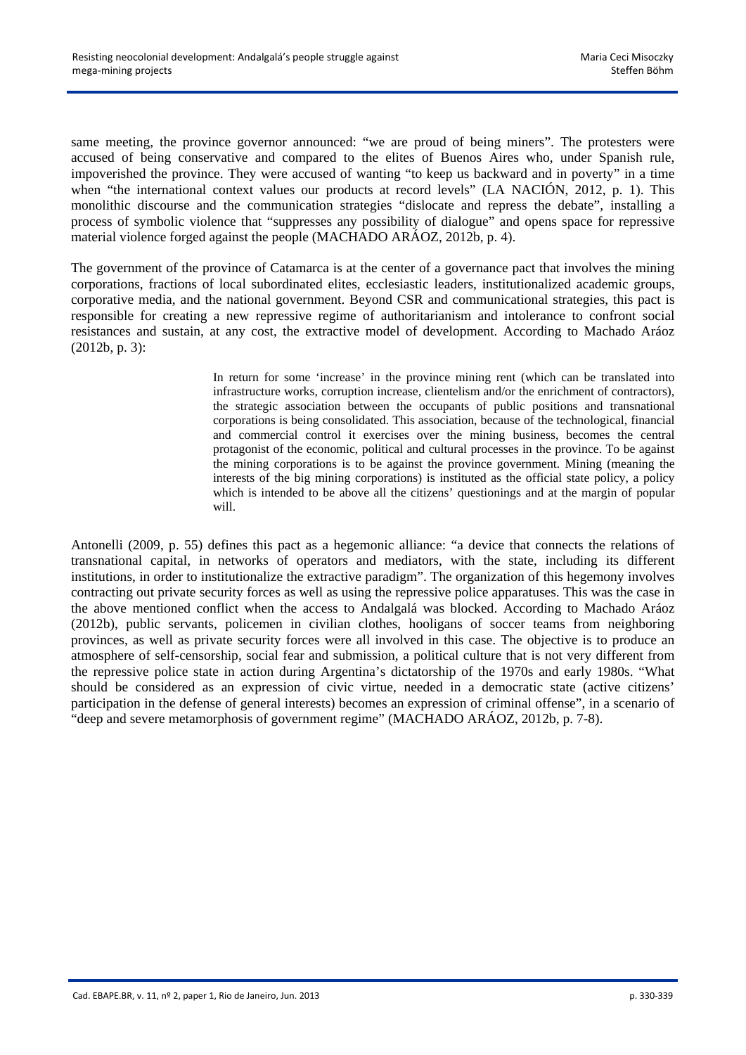same meeting, the province governor announced: "we are proud of being miners". The protesters were accused of being conservative and compared to the elites of Buenos Aires who, under Spanish rule, impoverished the province. They were accused of wanting "to keep us backward and in poverty" in a time when "the international context values our products at record levels" (LA NACIÓN, 2012, p. 1). This monolithic discourse and the communication strategies "dislocate and repress the debate", installing a process of symbolic violence that "suppresses any possibility of dialogue" and opens space for repressive material violence forged against the people (MACHADO ARÁOZ, 2012b, p. 4).

The government of the province of Catamarca is at the center of a governance pact that involves the mining corporations, fractions of local subordinated elites, ecclesiastic leaders, institutionalized academic groups, corporative media, and the national government. Beyond CSR and communicational strategies, this pact is responsible for creating a new repressive regime of authoritarianism and intolerance to confront social resistances and sustain, at any cost, the extractive model of development. According to Machado Aráoz (2012b, p. 3):

> In return for some 'increase' in the province mining rent (which can be translated into infrastructure works, corruption increase, clientelism and/or the enrichment of contractors), the strategic association between the occupants of public positions and transnational corporations is being consolidated. This association, because of the technological, financial and commercial control it exercises over the mining business, becomes the central protagonist of the economic, political and cultural processes in the province. To be against the mining corporations is to be against the province government. Mining (meaning the interests of the big mining corporations) is instituted as the official state policy, a policy which is intended to be above all the citizens' questionings and at the margin of popular will.

Antonelli (2009, p. 55) defines this pact as a hegemonic alliance: "a device that connects the relations of transnational capital, in networks of operators and mediators, with the state, including its different institutions, in order to institutionalize the extractive paradigm". The organization of this hegemony involves contracting out private security forces as well as using the repressive police apparatuses. This was the case in the above mentioned conflict when the access to Andalgalá was blocked. According to Machado Aráoz (2012b), public servants, policemen in civilian clothes, hooligans of soccer teams from neighboring provinces, as well as private security forces were all involved in this case. The objective is to produce an atmosphere of self-censorship, social fear and submission, a political culture that is not very different from the repressive police state in action during Argentina's dictatorship of the 1970s and early 1980s. "What should be considered as an expression of civic virtue, needed in a democratic state (active citizens' participation in the defense of general interests) becomes an expression of criminal offense", in a scenario of "deep and severe metamorphosis of government regime" (MACHADO ARÁOZ, 2012b, p. 7-8).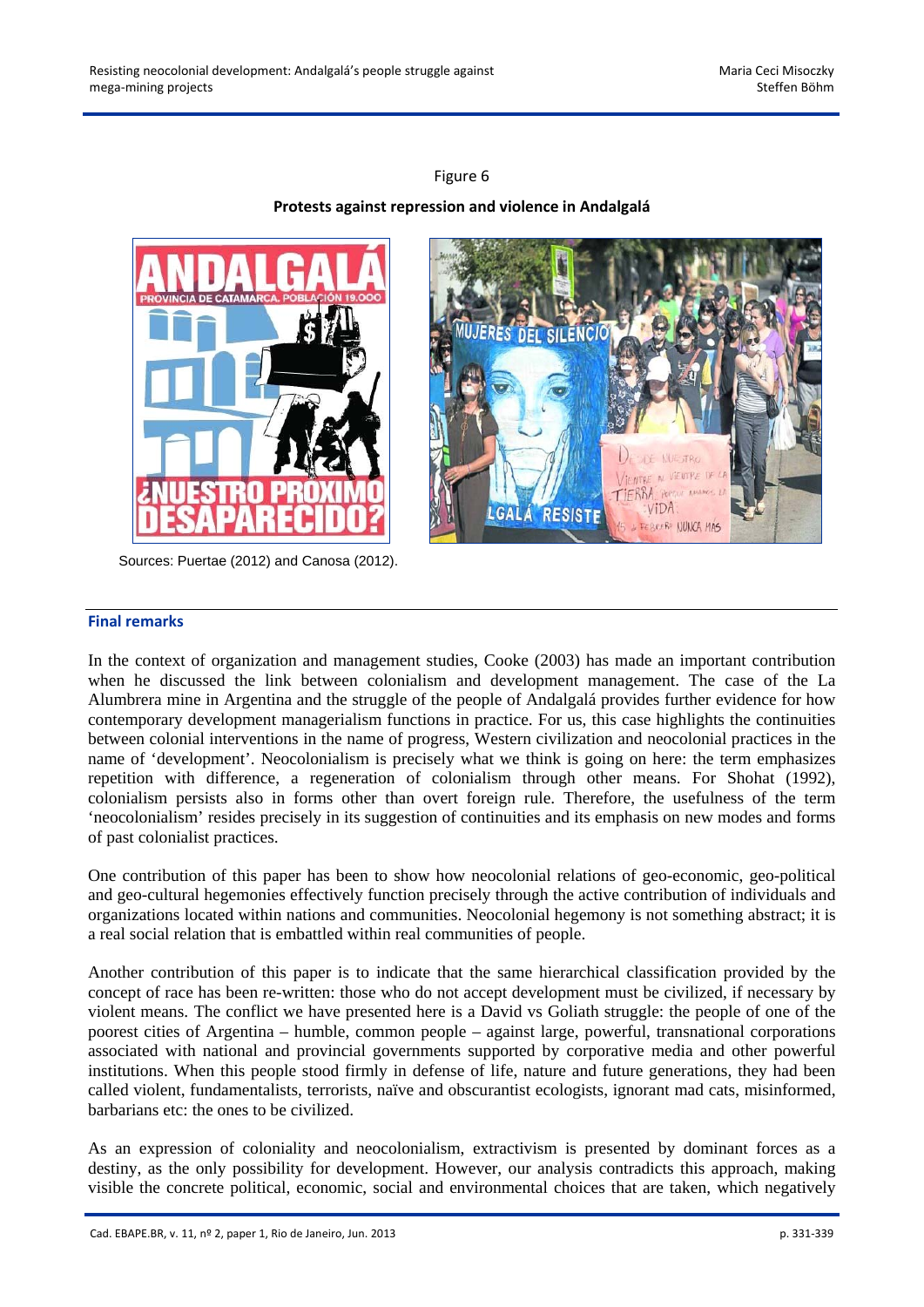Figure 6

**Protests against repression and violence in Andalgalá**

Sources: Puertae (2012) and Canosa (2012).

## Final remarks

In the context of organization and management studies, Cooke (2003) has made an important contribution when he discussed the link between colonialism and development management. The case of the La Alumbrera mine in Argentina and the struggle of the people of Andalgalá provides further evidence for how contemporary development managerialism functions in practice. For us, this case highlights the continuities between colonial interventions in the name of progress, Western civilization and neocolonial practices in the name of 'development'. Neocolonialism is precisely what we think is going on here: the term emphasizes repetition with difference, a regeneration of colonialism through other means. For Shohat (1992), colonialism persists also in forms other than overt foreign rule. Therefore, the usefulness of the term 'neocolonialism' resides precisely in its suggestion of continuities and its emphasis on new modes and forms of past colonialist practices.

One contribution of this paper has been to show how neocolonial relations of geo-economic, geo-political and geo-cultural hegemonies effectively function precisely through the active contribution of individuals and organizations located within nations and communities. Neocolonial hegemony is not something abstract; it is a real social relation that is embattled within real communities of people.

Another contribution of this paper is to indicate that the same hierarchical classification provided by the concept of race has been re-written: those who do not accept development must be civilized, if necessary by violent means. The conflict we have presented here is a David vs Goliath struggle: the people of one of the poorest cities of Argentina – humble, common people – against large, powerful, transnational corporations associated with national and provincial governments supported by corporative media and other powerful institutions. When this people stood firmly in defense of life, nature and future generations, they had been called violent, fundamentalists, terrorists, naïve and obscurantist ecologists, ignorant mad cats, misinformed, barbarians etc: the ones to be civilized.

As an expression of coloniality and neocolonialism, extractivism is presented by dominant forces as a destiny, as the only possibility for development. However, our analysis contradicts this approach, making visible the concrete political, economic, social and environmental choices that are taken, which negatively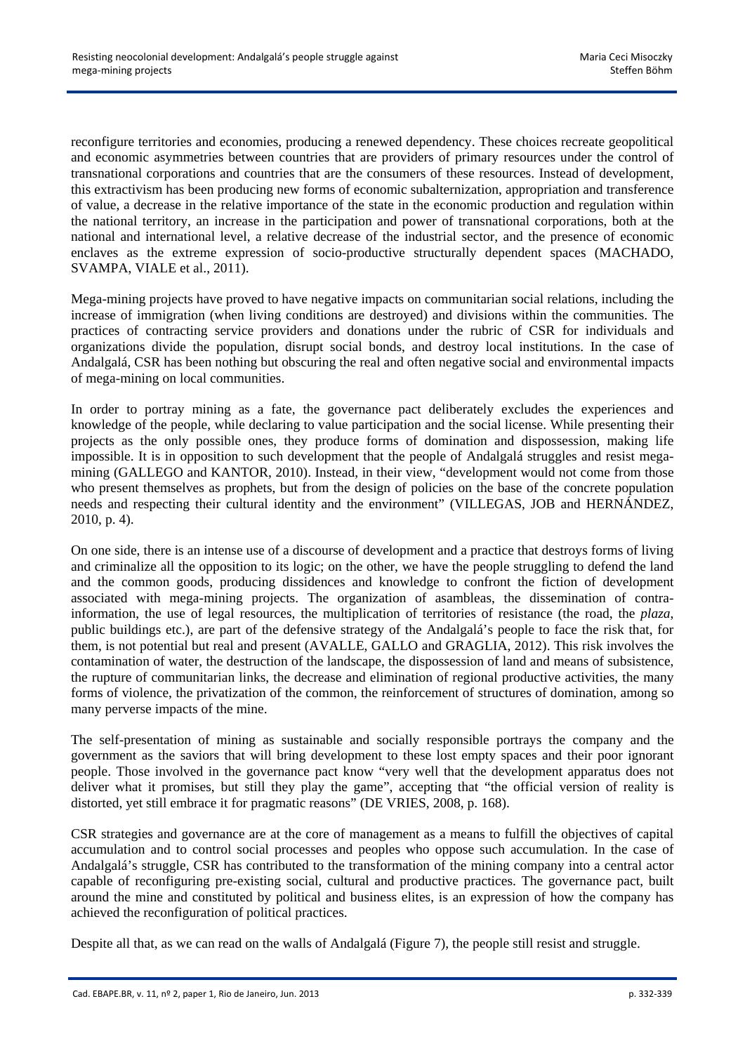reconfigure territories and economies, producing a renewed dependency. These choices recreate geopolitical and economic asymmetries between countries that are providers of primary resources under the control of transnational corporations and countries that are the consumers of these resources. Instead of development, this extractivism has been producing new forms of economic subalternization, appropriation and transference of value, a decrease in the relative importance of the state in the economic production and regulation within the national territory, an increase in the participation and power of transnational corporations, both at the national and international level, a relative decrease of the industrial sector, and the presence of economic enclaves as the extreme expression of socio-productive structurally dependent spaces (MACHADO, SVAMPA, VIALE et al., 2011).

Mega-mining projects have proved to have negative impacts on communitarian social relations, including the increase of immigration (when living conditions are destroyed) and divisions within the communities. The practices of contracting service providers and donations under the rubric of CSR for individuals and organizations divide the population, disrupt social bonds, and destroy local institutions. In the case of Andalgalá, CSR has been nothing but obscuring the real and often negative social and environmental impacts of mega-mining on local communities.

In order to portray mining as a fate, the governance pact deliberately excludes the experiences and knowledge of the people, while declaring to value participation and the social license. While presenting their projects as the only possible ones, they produce forms of domination and dispossession, making life impossible. It is in opposition to such development that the people of Andalgalá struggles and resist mega-mining (GALLEGO and KANTOR, 2010). Instead, in their view, "development would not come from those who present themselves as prophets, but from the design of policies on the base of the concrete population needs and respecting their cultural identity and the environment" (VILLEGAS, JOB and HERNÁNDEZ, 2010, p. 4).

On one side, there is an intense use of a discourse of development and a practice that destroys forms of living and criminalize all the opposition to its logic; on the other, we have the people struggling to defend the land and the common goods, producing dissidences and knowledge to confront the fiction of development associated with mega-mining projects. The organization of asambleas, the dissemination of contra-information, the use of legal resources, the multiplication of territories of resistance (the road, the *plaza*, public buildings etc.), are part of the defensive strategy of the Andalgalá's people to face the risk that, for them, is not potential but real and present (AVALLE, GALLO and GRAGLIA, 2012). This risk involves the contamination of water, the destruction of the landscape, the dispossession of land and means of subsistence, the rupture of communitarian links, the decrease and elimination of regional productive activities, the many forms of violence, the privatization of the common, the reinforcement of structures of domination, among so many perverse impacts of the mine.

The self-presentation of mining as sustainable and socially responsible portrays the company and the government as the saviors that will bring development to these lost empty spaces and their poor ignorant people. Those involved in the governance pact know "very well that the development apparatus does not deliver what it promises, but still they play the game", accepting that "the official version of reality is distorted, yet still embrace it for pragmatic reasons" (DE VRIES, 2008, p. 168).

CSR strategies and governance are at the core of management as a means to fulfill the objectives of capital accumulation and to control social processes and peoples who oppose such accumulation. In the case of Andalgalá's struggle, CSR has contributed to the transformation of the mining company into a central actor capable of reconfiguring pre-existing social, cultural and productive practices. The governance pact, built around the mine and constituted by political and business elites, is an expression of how the company has achieved the reconfiguration of political practices.

Despite all that, as we can read on the walls of Andalgalá (Figure 7), the people still resist and struggle.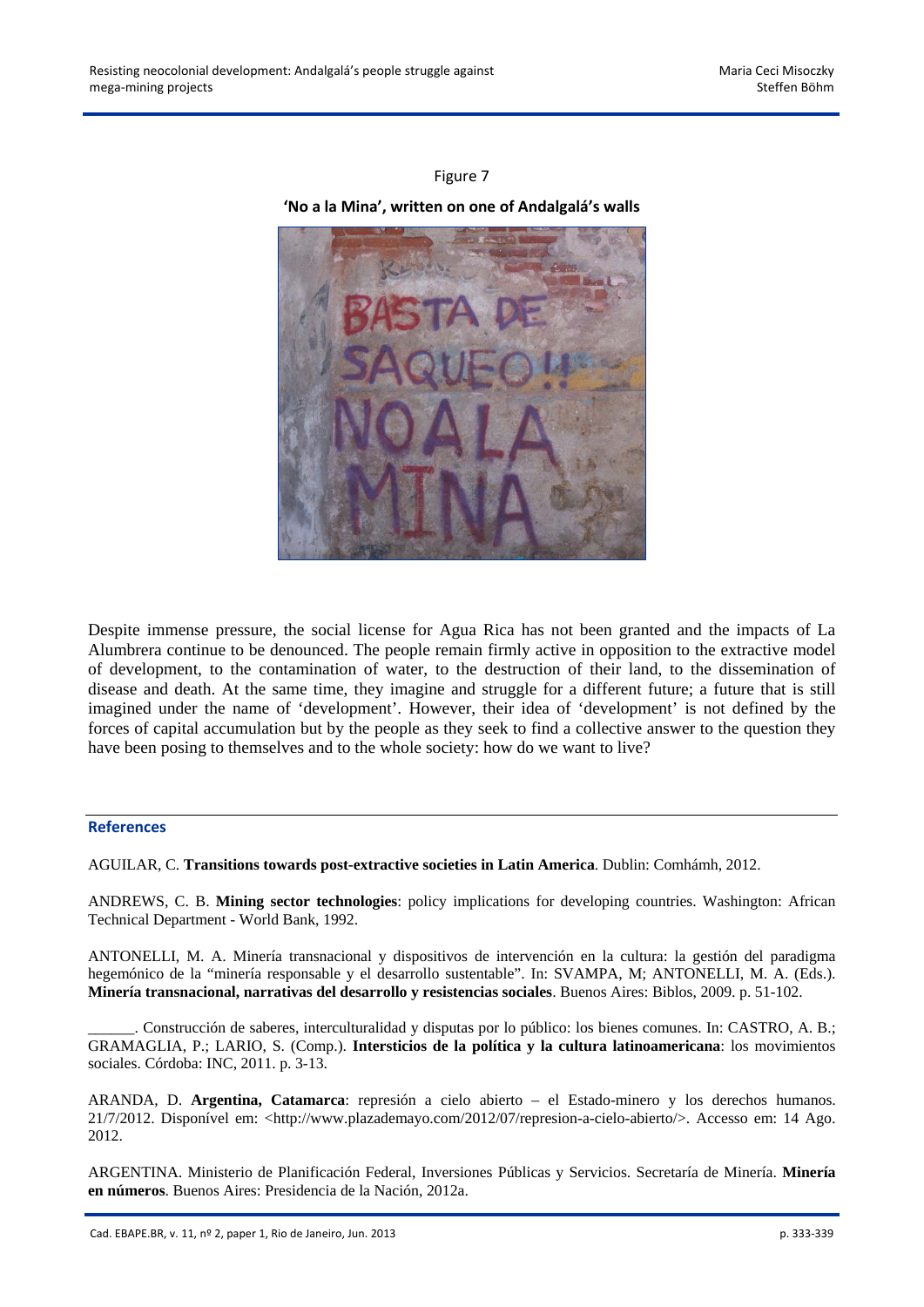Figure 7

**'No a la Mina', written on one of Andalgalá's walls**

Despite immense pressure, the social license for Agua Rica has not been granted and the impacts of La Alumbrera continue to be denounced. The people remain firmly active in opposition to the extractive model of development, to the contamination of water, to the destruction of their land, to the dissemination of disease and death. At the same time, they imagine and struggle for a different future; a future that is still imagined under the name of 'development'. However, their idea of 'development' is not defined by the forces of capital accumulation but by the people as they seek to find a collective answer to the question they have been posing to themselves and to the whole society: how do we want to live?

## References

AGUILAR, C. **Transitions towards post-extractive societies in Latin America**. Dublin: Comhámh, 2012.

ANDREWS, C. B. **Mining sector technologies**: policy implications for developing countries. Washington: African Technical Department - World Bank, 1992.

ANTONELLI, M. A. Minería transnacional y dispositivos de intervención en la cultura: la gestión del paradigma hegemónico de la "minería responsable y el desarrollo sustentable". In: SVAMPA, M; ANTONELLI, M. A. (Eds.). **Minería transnacional, narrativas del desarrollo y resistencias sociales**. Buenos Aires: Biblos, 2009. p. 51-102.

______. Construcción de saberes, interculturalidad y disputas por lo público: los bienes comunes. In: CASTRO, A. B.; GRAMAGLIA, P.; LARIO, S. (Comp.). **Intersticios de la política y la cultura latinoamericana**: los movimientos sociales. Córdoba: INC, 2011. p. 3-13.

ARANDA, D. **Argentina, Catamarca**: represión a cielo abierto – el Estado-minero y los derechos humanos. 21/7/2012. Disponível em: <http://www.plazademayo.com/2012/07/represion-a-cielo-abierto/>. Accesso em: 14 Ago. 2012.

ARGENTINA. Ministerio de Planificación Federal, Inversiones Públicas y Servicios. Secretaría de Minería. **Minería en números**. Buenos Aires: Presidencia de la Nación, 2012a.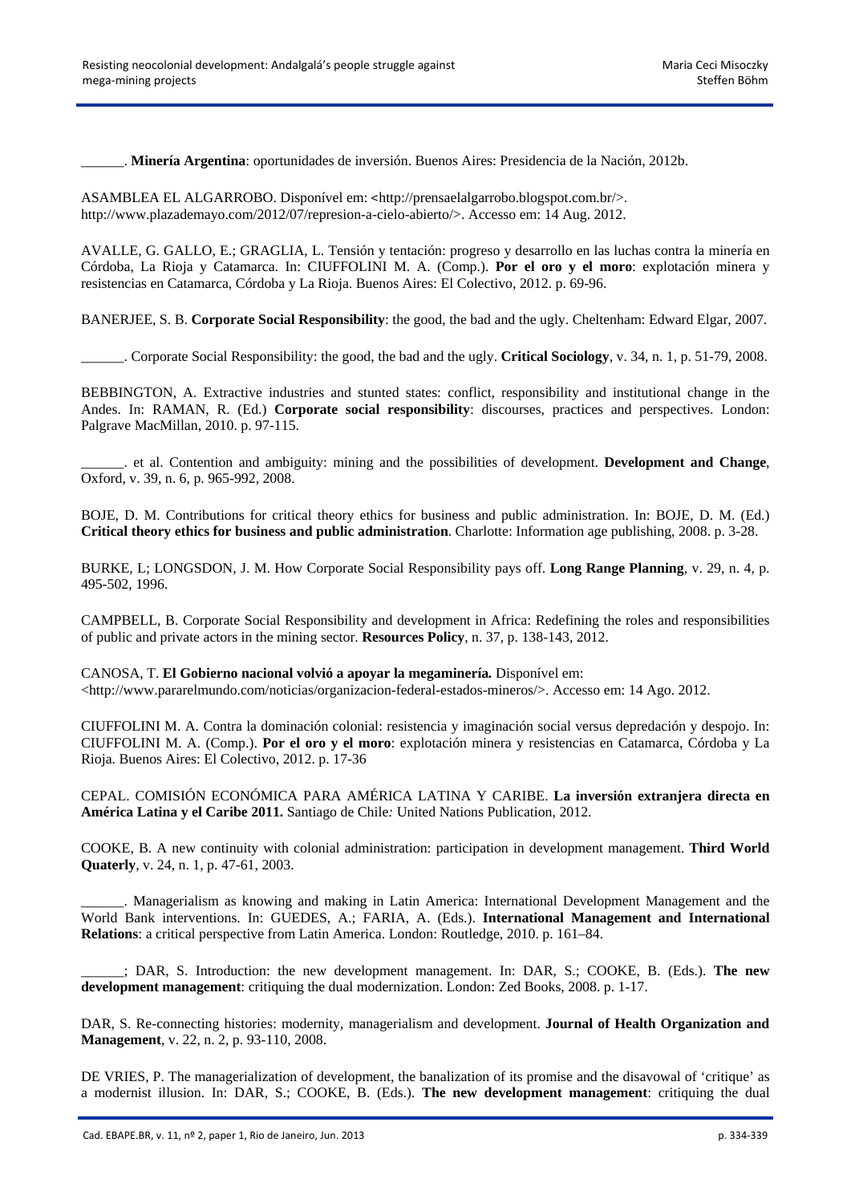______. **Minería Argentina**: oportunidades de inversión. Buenos Aires: Presidencia de la Nación, 2012b.

ASAMBLEA EL ALGARROBO. Disponível em: <http://prensaelalgarrobo.blogspot.com.br/>. http://www.plazademayo.com/2012/07/represion-a-cielo-abierto/>. Accesso em: 14 Aug. 2012.

AVALLE, G. GALLO, E.; GRAGLIA, L. Tensión y tentación: progreso y desarrollo en las luchas contra la minería en Córdoba, La Rioja y Catamarca. In: CIUFFOLINI M. A. (Comp.). **Por el oro y el moro**: explotación minera y resistencias en Catamarca, Córdoba y La Rioja. Buenos Aires: El Colectivo, 2012. p. 69-96.

BANERJEE, S. B. **Corporate Social Responsibility**: the good, the bad and the ugly. Cheltenham: Edward Elgar, 2007.

______. Corporate Social Responsibility: the good, the bad and the ugly. **Critical Sociology**, v. 34, n. 1, p. 51-79, 2008.

BEBBINGTON, A. Extractive industries and stunted states: conflict, responsibility and institutional change in the Andes. In: RAMAN, R. (Ed.) **Corporate social responsibility**: discourses, practices and perspectives. London: Palgrave MacMillan, 2010. p. 97-115.

______. et al. Contention and ambiguity: mining and the possibilities of development. **Development and Change**, Oxford, v. 39, n. 6, p. 965-992, 2008.

BOJE, D. M. Contributions for critical theory ethics for business and public administration. In: BOJE, D. M. (Ed.) **Critical theory ethics for business and public administration**. Charlotte: Information age publishing, 2008. p. 3-28.

BURKE, L; LONGSDON, J. M. How Corporate Social Responsibility pays off. **Long Range Planning**, v. 29, n. 4, p. 495-502, 1996.

CAMPBELL, B. Corporate Social Responsibility and development in Africa: Redefining the roles and responsibilities of public and private actors in the mining sector. **Resources Policy**, n. 37, p. 138-143, 2012.

CANOSA, T. **El Gobierno nacional volvió a apoyar la megaminería.** Disponível em: <http://www.pararelmundo.com/noticias/organizacion-federal-estados-mineros/>. Accesso em: 14 Ago. 2012.

CIUFFOLINI M. A. Contra la dominación colonial: resistencia y imaginación social versus depredación y despojo. In: CIUFFOLINI M. A. (Comp.). **Por el oro y el moro**: explotación minera y resistencias en Catamarca, Córdoba y La Rioja. Buenos Aires: El Colectivo, 2012. p. 17-36

CEPAL. COMISIÓN ECONÓMICA PARA AMÉRICA LATINA Y CARIBE. **La inversión extranjera directa en América Latina y el Caribe 2011.** Santiago de Chile: United Nations Publication, 2012.

COOKE, B. A new continuity with colonial administration: participation in development management. **Third World Quaterly**, v. 24, n. 1, p. 47-61, 2003.

______. Managerialism as knowing and making in Latin America: International Development Management and the World Bank interventions. In: GUEDES, A.; FARIA, A. (Eds.). **International Management and International Relations**: a critical perspective from Latin America. London: Routledge, 2010. p. 161–84.

______; DAR, S. Introduction: the new development management. In: DAR, S.; COOKE, B. (Eds.). **The new development management**: critiquing the dual modernization. London: Zed Books, 2008. p. 1-17.

DAR, S. Re-connecting histories: modernity, managerialism and development. **Journal of Health Organization and Management**, v. 22, n. 2, p. 93-110, 2008.

DE VRIES, P. The managerialization of development, the banalization of its promise and the disavowal of 'critique' as a modernist illusion. In: DAR, S.; COOKE, B. (Eds.). **The new development management**: critiquing the dual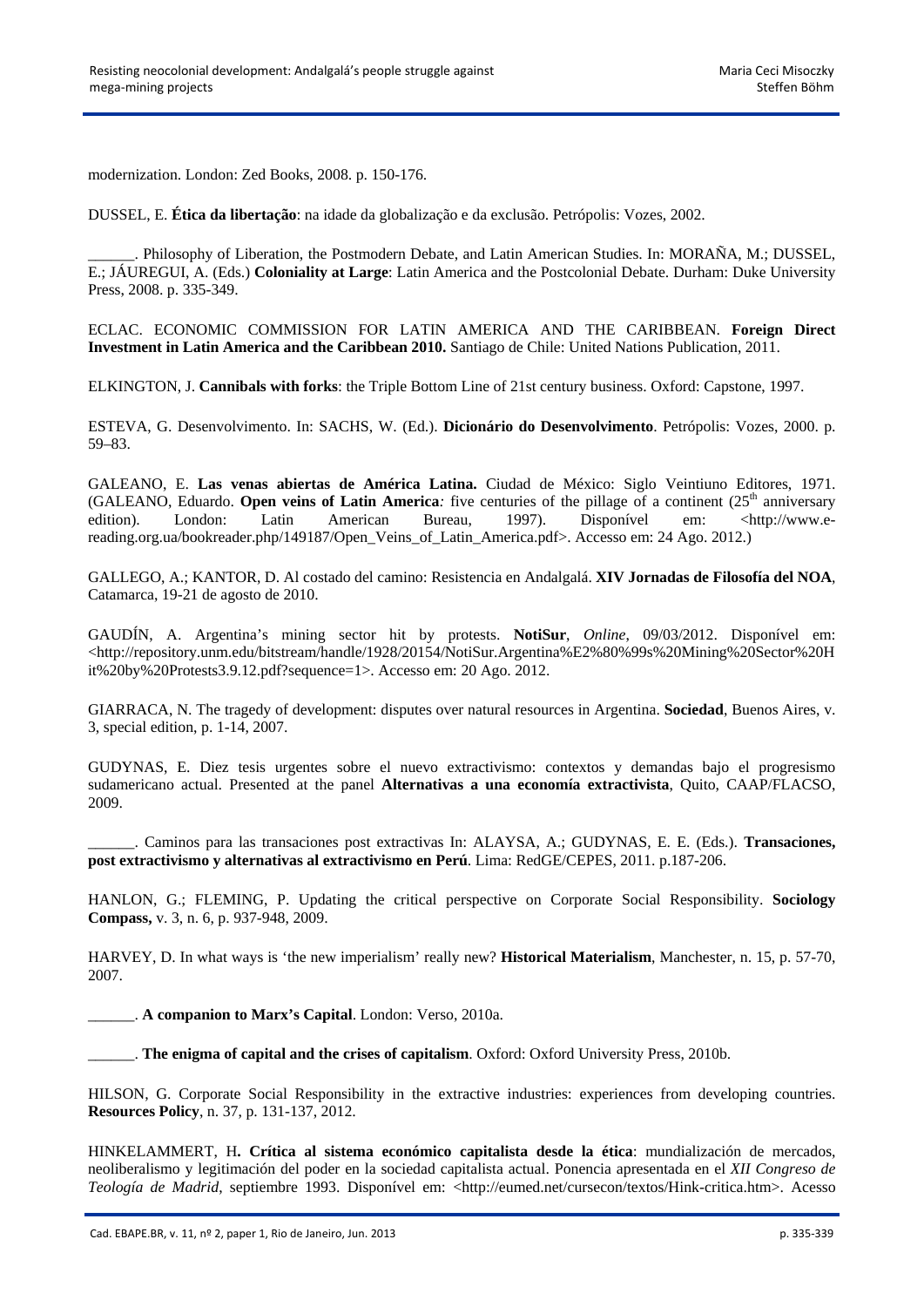modernization. London: Zed Books, 2008. p. 150-176.

DUSSEL, E. **Ética da libertação**: na idade da globalização e da exclusão. Petrópolis: Vozes, 2002.

______. Philosophy of Liberation, the Postmodern Debate, and Latin American Studies. In: MORAÑA, M.; DUSSEL, E.; JÁUREGUI, A. (Eds.) **Coloniality at Large**: Latin America and the Postcolonial Debate. Durham: Duke University Press, 2008. p. 335-349.

ECLAC. ECONOMIC COMMISSION FOR LATIN AMERICA AND THE CARIBBEAN. **Foreign Direct Investment in Latin America and the Caribbean 2010.** Santiago de Chile: United Nations Publication, 2011.

ELKINGTON, J. **Cannibals with forks**: the Triple Bottom Line of 21st century business. Oxford: Capstone, 1997.

ESTEVA, G. Desenvolvimento. In: SACHS, W. (Ed.). **Dicionário do Desenvolvimento**. Petrópolis: Vozes, 2000. p. 59–83.

GALEANO, E. **Las venas abiertas de América Latina.** Ciudad de México: Siglo Veintiuno Editores, 1971. (GALEANO, Eduardo. **Open veins of Latin America***:* five centuries of the pillage of a continent (25th anniversary edition). London: Latin American Bureau, 1997). Disponível em: <http://www.e-reading.org.ua/bookreader.php/149187/Open_Veins_of_Latin_America.pdf>. Accesso em: 24 Ago. 2012.)

GALLEGO, A.; KANTOR, D. Al costado del camino: Resistencia en Andalgalá. **XIV Jornadas de Filosofía del NOA**, Catamarca, 19-21 de agosto de 2010.

GAUDÍN, A. Argentina's mining sector hit by protests. **NotiSur**, *Online*, 09/03/2012. Disponível em: <http://repository.unm.edu/bitstream/handle/1928/20154/NotiSur.Argentina%E2%80%99s%20Mining%20Sector%20Hit%20by%20Protests3.9.12.pdf?sequence=1>. Accesso em: 20 Ago. 2012.

GIARRACA, N. The tragedy of development: disputes over natural resources in Argentina. **Sociedad**, Buenos Aires, v. 3, special edition, p. 1-14, 2007.

GUDYNAS, E. Diez tesis urgentes sobre el nuevo extractivismo: contextos y demandas bajo el progresismo sudamericano actual. Presented at the panel **Alternativas a una economía extractivista**, Quito, CAAP/FLACSO, 2009.

______. Caminos para las transaciones post extractivas In: ALAYSA, A.; GUDYNAS, E. E. (Eds.). **Transaciones, post extractivismo y alternativas al extractivismo en Perú**. Lima: RedGE/CEPES, 2011. p.187-206.

HANLON, G.; FLEMING, P. Updating the critical perspective on Corporate Social Responsibility. **Sociology Compass,** v. 3, n. 6, p. 937-948, 2009.

HARVEY, D. In what ways is 'the new imperialism' really new? **Historical Materialism**, Manchester, n. 15, p. 57-70, 2007.

______. **A companion to Marx's Capital**. London: Verso, 2010a.

______. **The enigma of capital and the crises of capitalism**. Oxford: Oxford University Press, 2010b.

HILSON, G. Corporate Social Responsibility in the extractive industries: experiences from developing countries. **Resources Policy**, n. 37, p. 131-137, 2012.

HINKELAMMERT, H**. Crítica al sistema económico capitalista desde la ética**: mundialización de mercados, neoliberalismo y legitimación del poder en la sociedad capitalista actual. Ponencia apresentada en el *XII Congreso de Teología de Madrid*, septiembre 1993. Disponível em: <http://eumed.net/cursecon/textos/Hink-critica.htm>. Acesso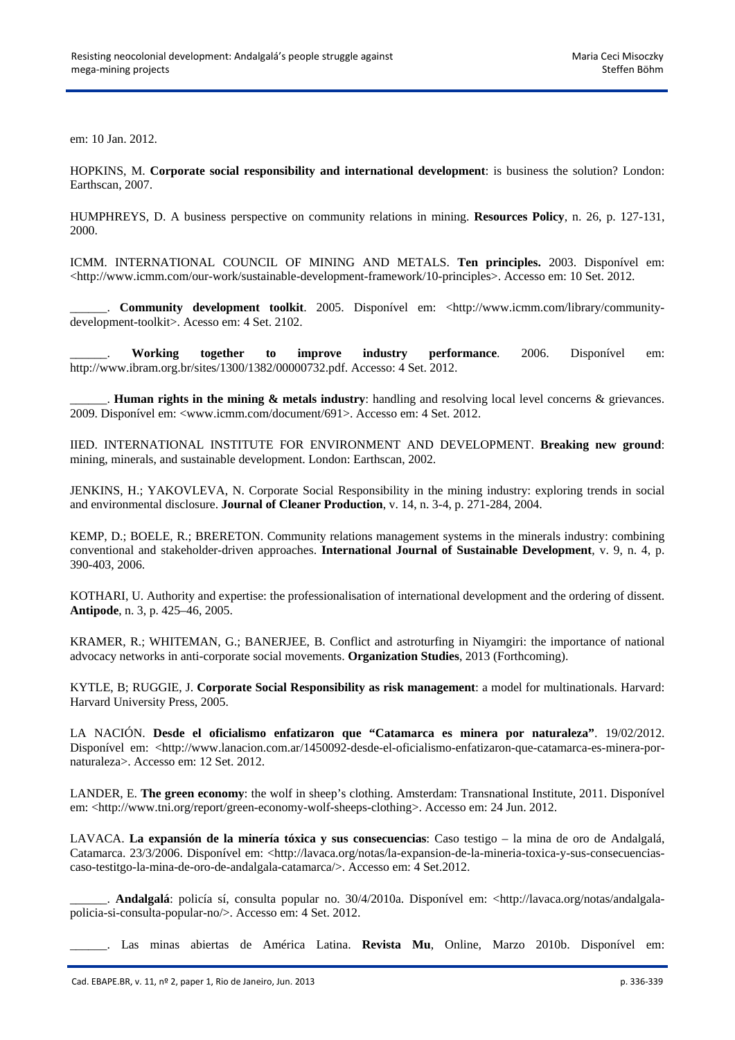em: 10 Jan. 2012.

HOPKINS, M. **Corporate social responsibility and international development**: is business the solution? London: Earthscan, 2007.

HUMPHREYS, D. A business perspective on community relations in mining. **Resources Policy**, n. 26, p. 127-131, 2000.

ICMM. INTERNATIONAL COUNCIL OF MINING AND METALS. **Ten principles.** 2003. Disponível em: <http://www.icmm.com/our-work/sustainable-development-framework/10-principles>. Accesso em: 10 Set. 2012.

______. **Community development toolkit**. 2005. Disponível em: <http://www.icmm.com/library/community-development-toolkit>. Acesso em: 4 Set. 2102.

______. **Working together to improve industry performance**. 2006. Disponível em: http://www.ibram.org.br/sites/1300/1382/00000732.pdf. Accesso: 4 Set. 2012.

______. **Human rights in the mining & metals industry**: handling and resolving local level concerns & grievances. 2009. Disponível em: <www.icmm.com/document/691>. Accesso em: 4 Set. 2012.

IIED. INTERNATIONAL INSTITUTE FOR ENVIRONMENT AND DEVELOPMENT. **Breaking new ground**: mining, minerals, and sustainable development. London: Earthscan, 2002.

JENKINS, H.; YAKOVLEVA, N. Corporate Social Responsibility in the mining industry: exploring trends in social and environmental disclosure. **Journal of Cleaner Production**, v. 14, n. 3-4, p. 271-284, 2004.

KEMP, D.; BOELE, R.; BRERETON. Community relations management systems in the minerals industry: combining conventional and stakeholder-driven approaches. **International Journal of Sustainable Development**, v. 9, n. 4, p. 390-403, 2006.

KOTHARI, U. Authority and expertise: the professionalisation of international development and the ordering of dissent. **Antipode**, n. 3, p. 425–46, 2005.

KRAMER, R.; WHITEMAN, G.; BANERJEE, B. Conflict and astroturfing in Niyamgiri: the importance of national advocacy networks in anti-corporate social movements. **Organization Studies**, 2013 (Forthcoming).

KYTLE, B; RUGGIE, J. **Corporate Social Responsibility as risk management**: a model for multinationals. Harvard: Harvard University Press, 2005.

LA NACIÓN. **Desde el oficialismo enfatizaron que "Catamarca es minera por naturaleza"**. 19/02/2012. Disponível em: <http://www.lanacion.com.ar/1450092-desde-el-oficialismo-enfatizaron-que-catamarca-es-minera-por-naturaleza>. Accesso em: 12 Set. 2012.

LANDER, E. **The green economy**: the wolf in sheep's clothing. Amsterdam: Transnational Institute, 2011. Disponível em: <http://www.tni.org/report/green-economy-wolf-sheeps-clothing>. Accesso em: 24 Jun. 2012.

LAVACA. **La expansión de la minería tóxica y sus consecuencias**: Caso testigo – la mina de oro de Andalgalá, Catamarca. 23/3/2006. Disponível em: <http://lavaca.org/notas/la-expansion-de-la-mineria-toxica-y-sus-consecuencias-caso-testitgo-la-mina-de-oro-de-andalgala-catamarca/>. Accesso em: 4 Set.2012.

______. **Andalgalá**: policía sí, consulta popular no. 30/4/2010a. Disponível em: <http://lavaca.org/notas/andalgala-policia-si-consulta-popular-no/>. Accesso em: 4 Set. 2012.

______. Las minas abiertas de América Latina. **Revista Mu**, Online, Marzo 2010b. Disponível em: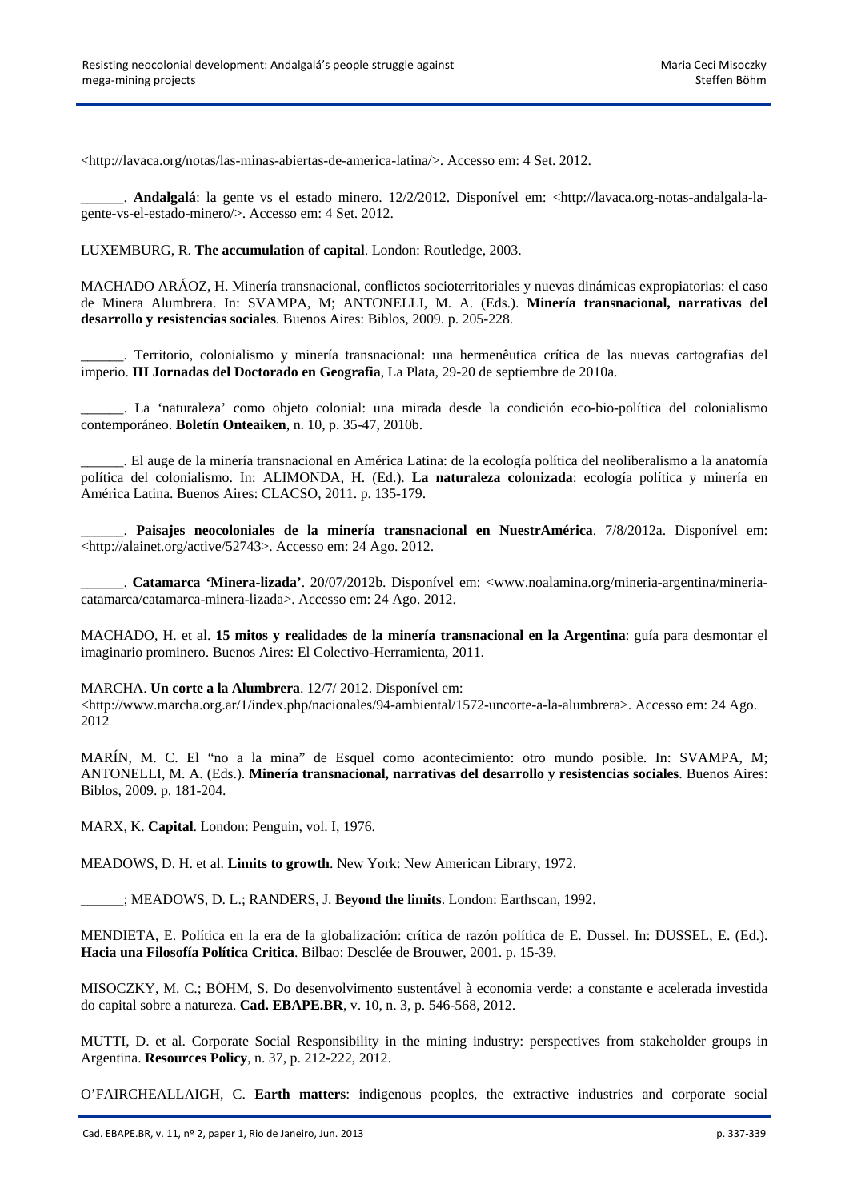<http://lavaca.org/notas/las-minas-abiertas-de-america-latina/>. Accesso em: 4 Set. 2012.

______. **Andalgalá**: la gente vs el estado minero. 12/2/2012. Disponível em: <http://lavaca.org-notas-andalgala-la-gente-vs-el-estado-minero/>. Accesso em: 4 Set. 2012.

LUXEMBURG, R. **The accumulation of capital**. London: Routledge, 2003.

MACHADO ARÁOZ, H. Minería transnacional, conflictos socioterritoriales y nuevas dinámicas expropiatorias: el caso de Minera Alumbrera. In: SVAMPA, M; ANTONELLI, M. A. (Eds.). **Minería transnacional, narrativas del desarrollo y resistencias sociales**. Buenos Aires: Biblos, 2009. p. 205-228.

______. Territorio, colonialismo y minería transnacional: una hermenêutica crítica de las nuevas cartografias del imperio. **III Jornadas del Doctorado en Geografia**, La Plata, 29-20 de septiembre de 2010a.

______. La 'naturaleza' como objeto colonial: una mirada desde la condición eco-bio-política del colonialismo contemporáneo. **Boletín Onteaiken**, n. 10, p. 35-47, 2010b.

______. El auge de la minería transnacional en América Latina: de la ecología política del neoliberalismo a la anatomía política del colonialismo. In: ALIMONDA, H. (Ed.). **La naturaleza colonizada**: ecología política y minería en América Latina. Buenos Aires: CLACSO, 2011. p. 135-179.

______. **Paisajes neocoloniales de la minería transnacional en NuestrAmérica**. 7/8/2012a. Disponível em: <http://alainet.org/active/52743>. Accesso em: 24 Ago. 2012.

______. **Catamarca 'Minera-lizada'**. 20/07/2012b. Disponível em: <www.noalamina.org/mineria-argentina/mineria-catamarca/catamarca-minera-lizada>. Accesso em: 24 Ago. 2012.

MACHADO, H. et al. **15 mitos y realidades de la minería transnacional en la Argentina**: guía para desmontar el imaginario prominero. Buenos Aires: El Colectivo-Herramienta, 2011.

MARCHA. **Un corte a la Alumbrera**. 12/7/ 2012. Disponível em: <http://www.marcha.org.ar/1/index.php/nacionales/94-ambiental/1572-uncorte-a-la-alumbrera>. Accesso em: 24 Ago. 2012

MARÍN, M. C. El "no a la mina" de Esquel como acontecimiento: otro mundo posible. In: SVAMPA, M; ANTONELLI, M. A. (Eds.). **Minería transnacional, narrativas del desarrollo y resistencias sociales**. Buenos Aires: Biblos, 2009. p. 181-204.

MARX, K. **Capital**. London: Penguin, vol. I, 1976.

MEADOWS, D. H. et al. **Limits to growth**. New York: New American Library, 1972.

______; MEADOWS, D. L.; RANDERS, J. **Beyond the limits**. London: Earthscan, 1992.

MENDIETA, E. Política en la era de la globalización: crítica de razón política de E. Dussel. In: DUSSEL, E. (Ed.). **Hacia una Filosofía Política Critica**. Bilbao: Desclée de Brouwer, 2001. p. 15-39.

MISOCZKY, M. C.; BÖHM, S. Do desenvolvimento sustentável à economia verde: a constante e acelerada investida do capital sobre a natureza. **Cad. EBAPE.BR**, v. 10, n. 3, p. 546-568, 2012.

MUTTI, D. et al. Corporate Social Responsibility in the mining industry: perspectives from stakeholder groups in Argentina. **Resources Policy**, n. 37, p. 212-222, 2012.

O'FAIRCHEALLAIGH, C. **Earth matters**: indigenous peoples, the extractive industries and corporate social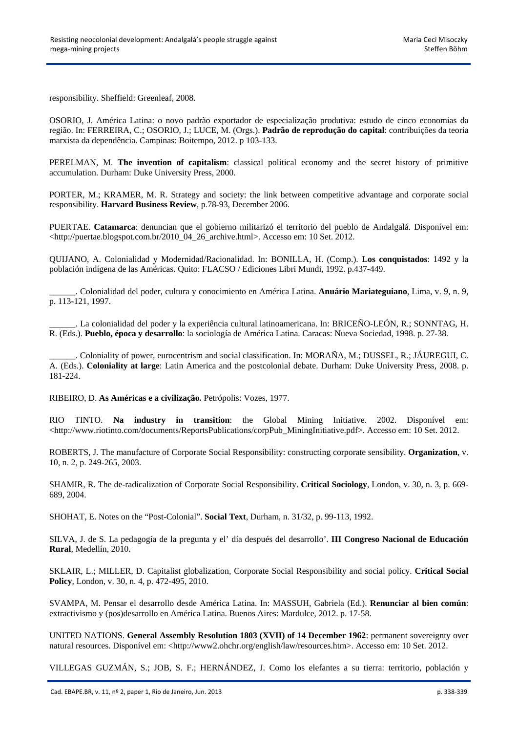responsibility. Sheffield: Greenleaf, 2008.

OSORIO, J. América Latina: o novo padrão exportador de especialização produtiva: estudo de cinco economias da região. In: FERREIRA, C.; OSORIO, J.; LUCE, M. (Orgs.). **Padrão de reprodução do capital**: contribuições da teoria marxista da dependência. Campinas: Boitempo, 2012. p 103-133.

PERELMAN, M. **The invention of capitalism**: classical political economy and the secret history of primitive accumulation. Durham: Duke University Press, 2000.

PORTER, M.; KRAMER, M. R. Strategy and society: the link between competitive advantage and corporate social responsibility. **Harvard Business Review**, p.78-93, December 2006.

PUERTAE. **Catamarca**: denuncian que el gobierno militarizó el territorio del pueblo de Andalgalá. Disponível em: <http://puertae.blogspot.com.br/2010_04_26_archive.html>. Accesso em: 10 Set. 2012.

QUIJANO, A. Colonialidad y Modernidad/Racionalidad. In: BONILLA, H. (Comp.). **Los conquistados**: 1492 y la población indígena de las Américas. Quito: FLACSO / Ediciones Libri Mundi, 1992. p.437-449.

______. Colonialidad del poder, cultura y conocimiento en América Latina. **Anuário Mariateguiano**, Lima, v. 9, n. 9, p. 113-121, 1997.

______. La colonialidad del poder y la experiência cultural latinoamericana. In: BRICEÑO-LEÓN, R.; SONNTAG, H. R. (Eds.). **Pueblo, época y desarrollo**: la sociología de América Latina. Caracas: Nueva Sociedad, 1998. p. 27-38.

______. Coloniality of power, eurocentrism and social classification. In: MORAÑA, M.; DUSSEL, R.; JÁUREGUI, C. A. (Eds.). **Coloniality at large**: Latin America and the postcolonial debate. Durham: Duke University Press, 2008. p. 181-224.

RIBEIRO, D. **As Américas e a civilização.** Petrópolis: Vozes, 1977.

RIO TINTO. **Na industry in transition**: the Global Mining Initiative. 2002. Disponível em: <http://www.riotinto.com/documents/ReportsPublications/corpPub_MiningInitiative.pdf>. Accesso em: 10 Set. 2012.

ROBERTS, J. The manufacture of Corporate Social Responsibility: constructing corporate sensibility. **Organization**, v. 10, n. 2, p. 249-265, 2003.

SHAMIR, R. The de-radicalization of Corporate Social Responsibility. **Critical Sociology**, London, v. 30, n. 3, p. 669-689, 2004.

SHOHAT, E. Notes on the "Post-Colonial". **Social Text**, Durham, n. 31/32, p. 99-113, 1992.

SILVA, J. de S. La pedagogía de la pregunta y el' día después del desarrollo'. **III Congreso Nacional de Educación Rural**, Medellín, 2010.

SKLAIR, L.; MILLER, D. Capitalist globalization, Corporate Social Responsibility and social policy. **Critical Social Policy**, London, v. 30, n. 4, p. 472-495, 2010.

SVAMPA, M. Pensar el desarrollo desde América Latina. In: MASSUH, Gabriela (Ed.). **Renunciar al bien común**: extractivismo y (pos)desarrollo en América Latina. Buenos Aires: Mardulce, 2012. p. 17-58.

UNITED NATIONS. **General Assembly Resolution 1803 (XVII) of 14 December 1962**: permanent sovereignty over natural resources. Disponível em: <http://www2.ohchr.org/english/law/resources.htm>. Accesso em: 10 Set. 2012.

VILLEGAS GUZMÁN, S.; JOB, S. F.; HERNÁNDEZ, J. Como los elefantes a su tierra: territorio, población y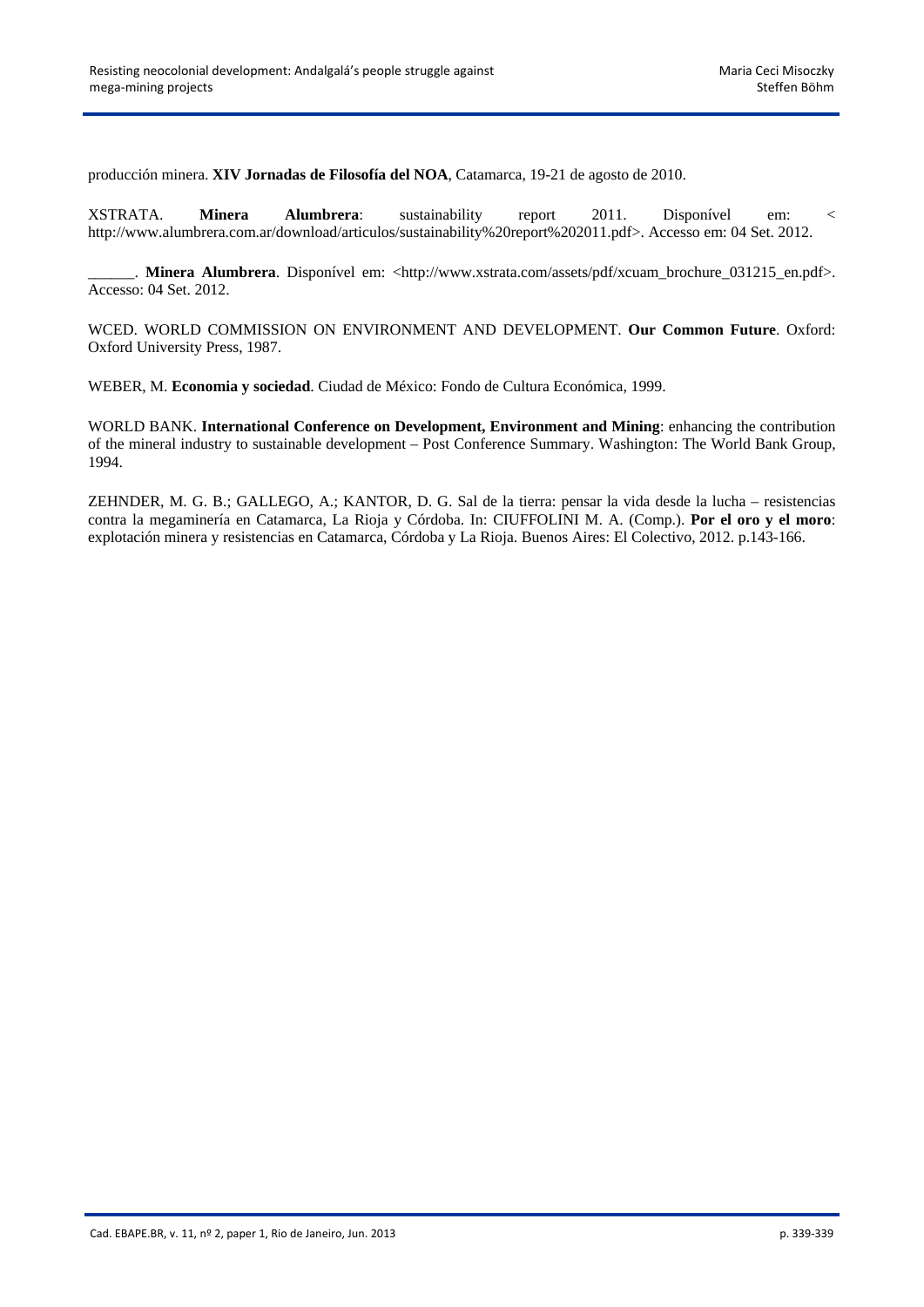producción minera. **XIV Jornadas de Filosofía del NOA**, Catamarca, 19-21 de agosto de 2010.

XSTRATA. **Minera Alumbrera**: sustainability report 2011. Disponível em: < http://www.alumbrera.com.ar/download/articulos/sustainability%20report%202011.pdf>. Accesso em: 04 Set. 2012.

______. **Minera Alumbrera**. Disponível em: <http://www.xstrata.com/assets/pdf/xcuam_brochure_031215_en.pdf>. Accesso: 04 Set. 2012.

WCED. WORLD COMMISSION ON ENVIRONMENT AND DEVELOPMENT. **Our Common Future**. Oxford: Oxford University Press, 1987.

WEBER, M. **Economia y sociedad**. Ciudad de México: Fondo de Cultura Económica, 1999.

WORLD BANK. **International Conference on Development, Environment and Mining**: enhancing the contribution of the mineral industry to sustainable development – Post Conference Summary. Washington: The World Bank Group, 1994.

ZEHNDER, M. G. B.; GALLEGO, A.; KANTOR, D. G. Sal de la tierra: pensar la vida desde la lucha – resistencias contra la megaminería en Catamarca, La Rioja y Córdoba. In: CIUFFOLINI M. A. (Comp.). **Por el oro y el moro**: explotación minera y resistencias en Catamarca, Córdoba y La Rioja. Buenos Aires: El Colectivo, 2012. p.143-166.